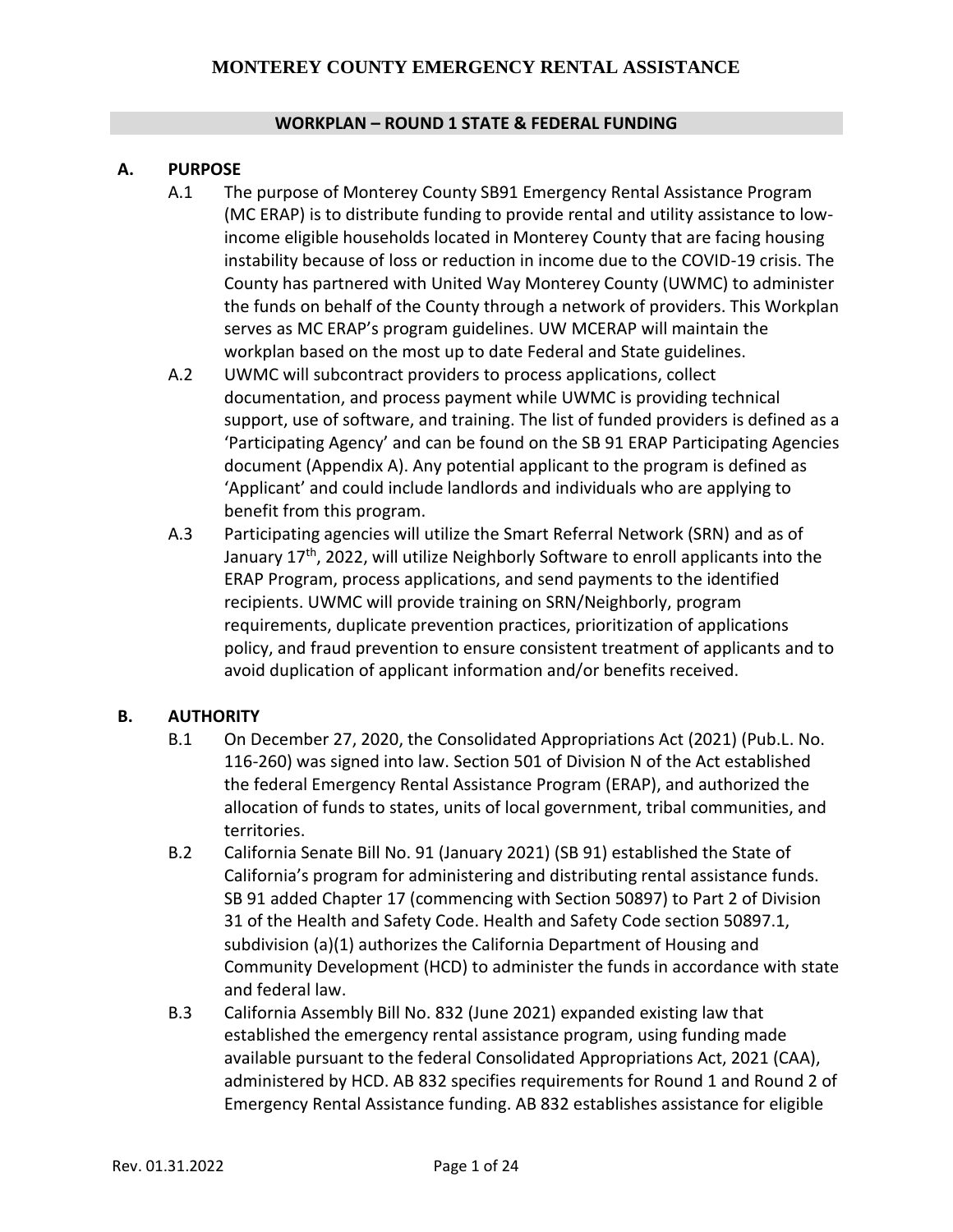# MONTEREY COUNTY EMERGENCY RENTAL ASSISTANCE

## WORKPLAN – ROUND 1 STATE & FEDERAL FUNDING

### A. PURPOSE

A.1 The purpose of Monterey County SB91 Emergency Rental Assistance Program (MC ERAP) is to distribute funding to provide rental and utility assistance to low-income eligible households located in Monterey County that are facing housing instability because of loss or reduction in income due to the COVID-19 crisis. The County has partnered with United Way Monterey County (UWMC) to administer the funds on behalf of the County through a network of providers. This Workplan serves as MC ERAP's program guidelines. UW MCERAP will maintain the workplan based on the most up to date Federal and State guidelines.

A.2 UWMC will subcontract providers to process applications, collect documentation, and process payment while UWMC is providing technical support, use of software, and training. The list of funded providers is defined as a 'Participating Agency' and can be found on the SB 91 ERAP Participating Agencies document (Appendix A). Any potential applicant to the program is defined as 'Applicant' and could include landlords and individuals who are applying to benefit from this program.

A.3 Participating agencies will utilize the Smart Referral Network (SRN) and as of January 17th, 2022, will utilize Neighborly Software to enroll applicants into the ERAP Program, process applications, and send payments to the identified recipients. UWMC will provide training on SRN/Neighborly, program requirements, duplicate prevention practices, prioritization of applications policy, and fraud prevention to ensure consistent treatment of applicants and to avoid duplication of applicant information and/or benefits received.

### B. AUTHORITY

B.1 On December 27, 2020, the Consolidated Appropriations Act (2021) (Pub.L. No. 116-260) was signed into law. Section 501 of Division N of the Act established the federal Emergency Rental Assistance Program (ERAP), and authorized the allocation of funds to states, units of local government, tribal communities, and territories.

B.2 California Senate Bill No. 91 (January 2021) (SB 91) established the State of California's program for administering and distributing rental assistance funds. SB 91 added Chapter 17 (commencing with Section 50897) to Part 2 of Division 31 of the Health and Safety Code. Health and Safety Code section 50897.1, subdivision (a)(1) authorizes the California Department of Housing and Community Development (HCD) to administer the funds in accordance with state and federal law.

B.3 California Assembly Bill No. 832 (June 2021) expanded existing law that established the emergency rental assistance program, using funding made available pursuant to the federal Consolidated Appropriations Act, 2021 (CAA), administered by HCD. AB 832 specifies requirements for Round 1 and Round 2 of Emergency Rental Assistance funding. AB 832 establishes assistance for eligible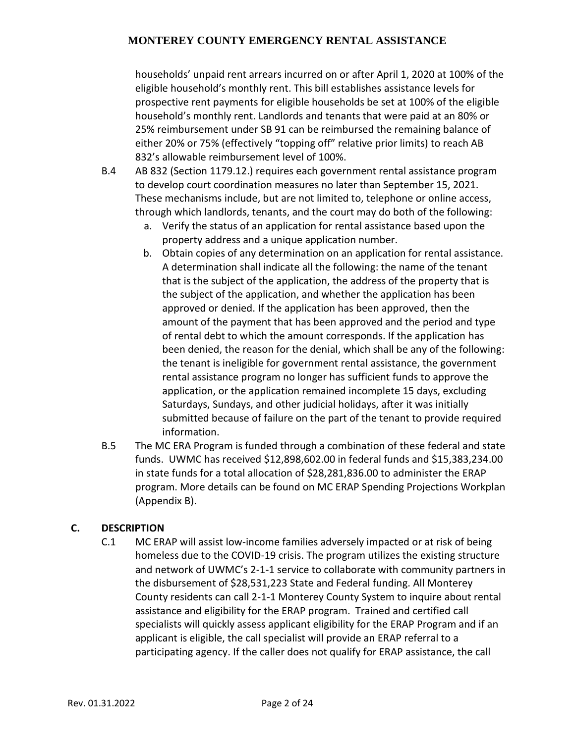households' unpaid rent arrears incurred on or after April 1, 2020 at 100% of the eligible household's monthly rent. This bill establishes assistance levels for prospective rent payments for eligible households be set at 100% of the eligible household's monthly rent. Landlords and tenants that were paid at an 80% or 25% reimbursement under SB 91 can be reimbursed the remaining balance of either 20% or 75% (effectively "topping off" relative prior limits) to reach AB 832's allowable reimbursement level of 100%.

B.4 AB 832 (Section 1179.12.) requires each government rental assistance program to develop court coordination measures no later than September 15, 2021. These mechanisms include, but are not limited to, telephone or online access, through which landlords, tenants, and the court may do both of the following:

a. Verify the status of an application for rental assistance based upon the property address and a unique application number.
b. Obtain copies of any determination on an application for rental assistance. A determination shall indicate all the following: the name of the tenant that is the subject of the application, the address of the property that is the subject of the application, and whether the application has been approved or denied. If the application has been approved, then the amount of the payment that has been approved and the period and type of rental debt to which the amount corresponds. If the application has been denied, the reason for the denial, which shall be any of the following: the tenant is ineligible for government rental assistance, the government rental assistance program no longer has sufficient funds to approve the application, or the application remained incomplete 15 days, excluding Saturdays, Sundays, and other judicial holidays, after it was initially submitted because of failure on the part of the tenant to provide required information.

B.5 The MC ERA Program is funded through a combination of these federal and state funds. UWMC has received $12,898,602.00 in federal funds and $15,383,234.00 in state funds for a total allocation of $28,281,836.00 to administer the ERAP program. More details can be found on MC ERAP Spending Projections Workplan (Appendix B).

## C. DESCRIPTION

C.1 MC ERAP will assist low-income families adversely impacted or at risk of being homeless due to the COVID-19 crisis. The program utilizes the existing structure and network of UWMC's 2-1-1 service to collaborate with community partners in the disbursement of $28,531,223 State and Federal funding. All Monterey County residents can call 2-1-1 Monterey County System to inquire about rental assistance and eligibility for the ERAP program. Trained and certified call specialists will quickly assess applicant eligibility for the ERAP Program and if an applicant is eligible, the call specialist will provide an ERAP referral to a participating agency. If the caller does not qualify for ERAP assistance, the call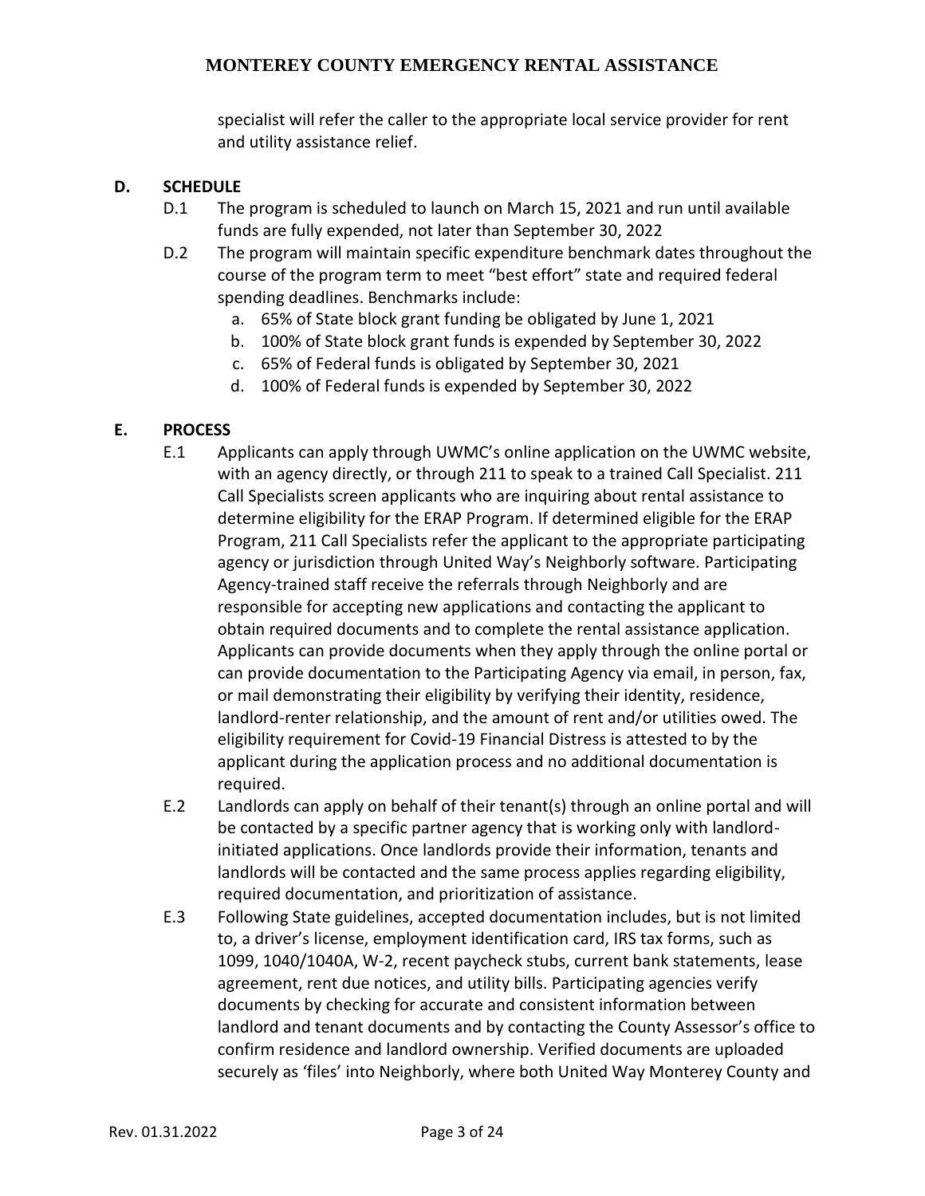specialist will refer the caller to the appropriate local service provider for rent and utility assistance relief.

## D. SCHEDULE

D.1 The program is scheduled to launch on March 15, 2021 and run until available funds are fully expended, not later than September 30, 2022

D.2 The program will maintain specific expenditure benchmark dates throughout the course of the program term to meet "best effort" state and required federal spending deadlines. Benchmarks include:

a. 65% of State block grant funding be obligated by June 1, 2021
b. 100% of State block grant funds is expended by September 30, 2022
c. 65% of Federal funds is obligated by September 30, 2021
d. 100% of Federal funds is expended by September 30, 2022

## E. PROCESS

E.1 Applicants can apply through UWMC's online application on the UWMC website, with an agency directly, or through 211 to speak to a trained Call Specialist. 211 Call Specialists screen applicants who are inquiring about rental assistance to determine eligibility for the ERAP Program. If determined eligible for the ERAP Program, 211 Call Specialists refer the applicant to the appropriate participating agency or jurisdiction through United Way's Neighborly software. Participating Agency-trained staff receive the referrals through Neighborly and are responsible for accepting new applications and contacting the applicant to obtain required documents and to complete the rental assistance application. Applicants can provide documents when they apply through the online portal or can provide documentation to the Participating Agency via email, in person, fax, or mail demonstrating their eligibility by verifying their identity, residence, landlord-renter relationship, and the amount of rent and/or utilities owed. The eligibility requirement for Covid-19 Financial Distress is attested to by the applicant during the application process and no additional documentation is required.

E.2 Landlords can apply on behalf of their tenant(s) through an online portal and will be contacted by a specific partner agency that is working only with landlord-initiated applications. Once landlords provide their information, tenants and landlords will be contacted and the same process applies regarding eligibility, required documentation, and prioritization of assistance.

E.3 Following State guidelines, accepted documentation includes, but is not limited to, a driver's license, employment identification card, IRS tax forms, such as 1099, 1040/1040A, W-2, recent paycheck stubs, current bank statements, lease agreement, rent due notices, and utility bills. Participating agencies verify documents by checking for accurate and consistent information between landlord and tenant documents and by contacting the County Assessor's office to confirm residence and landlord ownership. Verified documents are uploaded securely as 'files' into Neighborly, where both United Way Monterey County and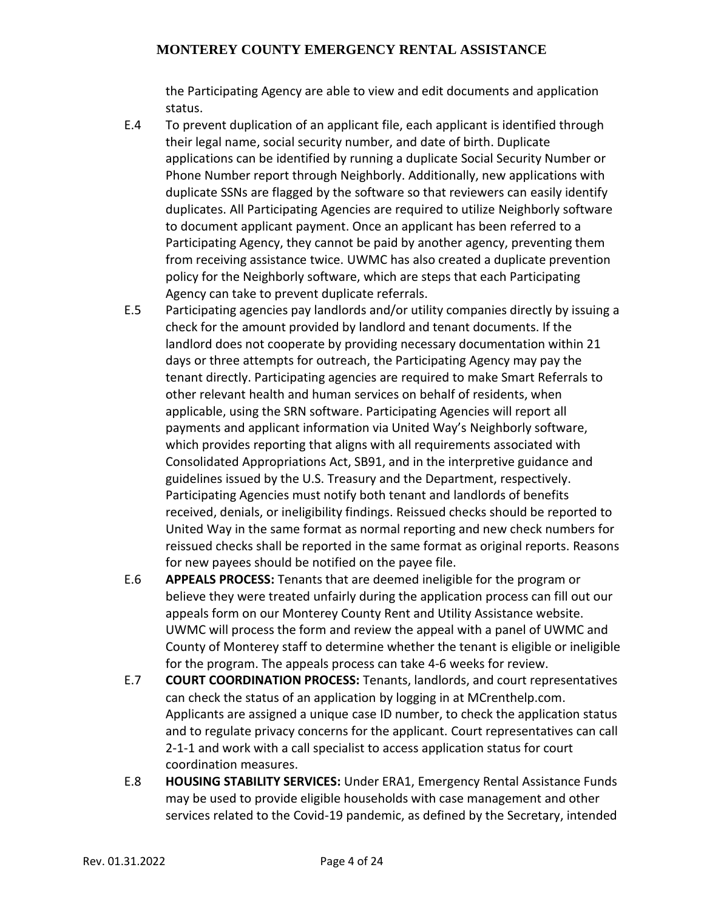the Participating Agency are able to view and edit documents and application status.

E.4 To prevent duplication of an applicant file, each applicant is identified through their legal name, social security number, and date of birth. Duplicate applications can be identified by running a duplicate Social Security Number or Phone Number report through Neighborly. Additionally, new applications with duplicate SSNs are flagged by the software so that reviewers can easily identify duplicates. All Participating Agencies are required to utilize Neighborly software to document applicant payment. Once an applicant has been referred to a Participating Agency, they cannot be paid by another agency, preventing them from receiving assistance twice. UWMC has also created a duplicate prevention policy for the Neighborly software, which are steps that each Participating Agency can take to prevent duplicate referrals.

E.5 Participating agencies pay landlords and/or utility companies directly by issuing a check for the amount provided by landlord and tenant documents. If the landlord does not cooperate by providing necessary documentation within 21 days or three attempts for outreach, the Participating Agency may pay the tenant directly. Participating agencies are required to make Smart Referrals to other relevant health and human services on behalf of residents, when applicable, using the SRN software. Participating Agencies will report all payments and applicant information via United Way's Neighborly software, which provides reporting that aligns with all requirements associated with Consolidated Appropriations Act, SB91, and in the interpretive guidance and guidelines issued by the U.S. Treasury and the Department, respectively. Participating Agencies must notify both tenant and landlords of benefits received, denials, or ineligibility findings. Reissued checks should be reported to United Way in the same format as normal reporting and new check numbers for reissued checks shall be reported in the same format as original reports. Reasons for new payees should be notified on the payee file.

E.6 **APPEALS PROCESS:** Tenants that are deemed ineligible for the program or believe they were treated unfairly during the application process can fill out our appeals form on our Monterey County Rent and Utility Assistance website. UWMC will process the form and review the appeal with a panel of UWMC and County of Monterey staff to determine whether the tenant is eligible or ineligible for the program. The appeals process can take 4-6 weeks for review.

E.7 **COURT COORDINATION PROCESS:** Tenants, landlords, and court representatives can check the status of an application by logging in at MCrenthelp.com. Applicants are assigned a unique case ID number, to check the application status and to regulate privacy concerns for the applicant. Court representatives can call 2-1-1 and work with a call specialist to access application status for court coordination measures.

E.8 **HOUSING STABILITY SERVICES:** Under ERA1, Emergency Rental Assistance Funds may be used to provide eligible households with case management and other services related to the Covid-19 pandemic, as defined by the Secretary, intended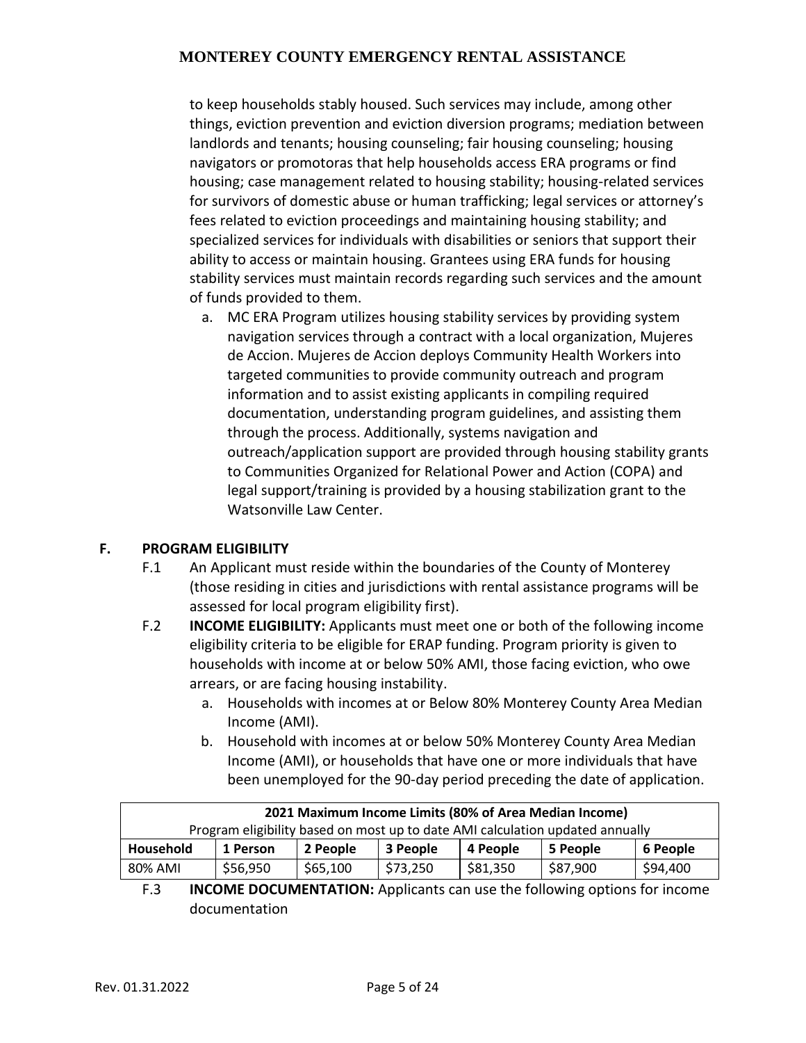to keep households stably housed. Such services may include, among other things, eviction prevention and eviction diversion programs; mediation between landlords and tenants; housing counseling; fair housing counseling; housing navigators or promotoras that help households access ERA programs or find housing; case management related to housing stability; housing-related services for survivors of domestic abuse or human trafficking; legal services or attorney's fees related to eviction proceedings and maintaining housing stability; and specialized services for individuals with disabilities or seniors that support their ability to access or maintain housing. Grantees using ERA funds for housing stability services must maintain records regarding such services and the amount of funds provided to them.

a. MC ERA Program utilizes housing stability services by providing system navigation services through a contract with a local organization, Mujeres de Accion. Mujeres de Accion deploys Community Health Workers into targeted communities to provide community outreach and program information and to assist existing applicants in compiling required documentation, understanding program guidelines, and assisting them through the process. Additionally, systems navigation and outreach/application support are provided through housing stability grants to Communities Organized for Relational Power and Action (COPA) and legal support/training is provided by a housing stabilization grant to the Watsonville Law Center.

## F. PROGRAM ELIGIBILITY

F.1 An Applicant must reside within the boundaries of the County of Monterey (those residing in cities and jurisdictions with rental assistance programs will be assessed for local program eligibility first).

F.2 **INCOME ELIGIBILITY:** Applicants must meet one or both of the following income eligibility criteria to be eligible for ERAP funding. Program priority is given to households with income at or below 50% AMI, those facing eviction, who owe arrears, or are facing housing instability.

a. Households with incomes at or Below 80% Monterey County Area Median Income (AMI).
b. Household with incomes at or below 50% Monterey County Area Median Income (AMI), or households that have one or more individuals that have been unemployed for the 90-day period preceding the date of application.

| **2021 Maximum Income Limits (80% of Area Median Income)** Program eligibility based on most up to date AMI calculation updated annually | | | | | | |
|---|---|---|---|---|---|---|
| **Household** | **1 Person** | **2 People** | **3 People** | **4 People** | **5 People** | **6 People** |
| 80% AMI | $56,950 | $65,100 | $73,250 | $81,350 | $87,900 | $94,400 |

F.3 **INCOME DOCUMENTATION:** Applicants can use the following options for income documentation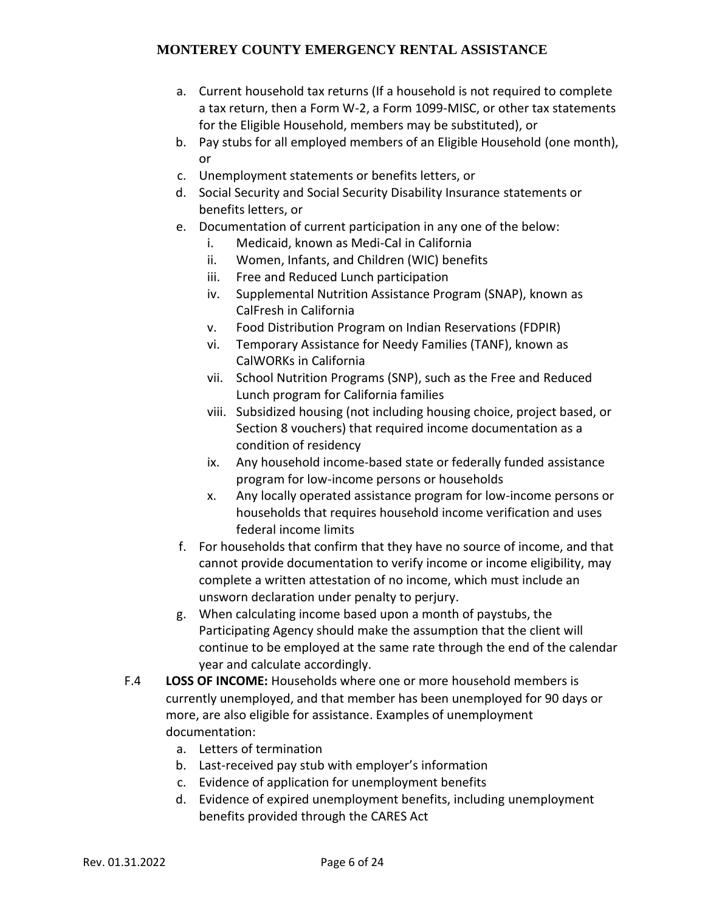a. Current household tax returns (If a household is not required to complete a tax return, then a Form W-2, a Form 1099-MISC, or other tax statements for the Eligible Household, members may be substituted), or
b. Pay stubs for all employed members of an Eligible Household (one month), or
c. Unemployment statements or benefits letters, or
d. Social Security and Social Security Disability Insurance statements or benefits letters, or
e. Documentation of current participation in any one of the below:
   i. Medicaid, known as Medi-Cal in California
   ii. Women, Infants, and Children (WIC) benefits
   iii. Free and Reduced Lunch participation
   iv. Supplemental Nutrition Assistance Program (SNAP), known as CalFresh in California
   v. Food Distribution Program on Indian Reservations (FDPIR)
   vi. Temporary Assistance for Needy Families (TANF), known as CalWORKs in California
   vii. School Nutrition Programs (SNP), such as the Free and Reduced Lunch program for California families
   viii. Subsidized housing (not including housing choice, project based, or Section 8 vouchers) that required income documentation as a condition of residency
   ix. Any household income-based state or federally funded assistance program for low-income persons or households
   x. Any locally operated assistance program for low-income persons or households that requires household income verification and uses federal income limits
f. For households that confirm that they have no source of income, and that cannot provide documentation to verify income or income eligibility, may complete a written attestation of no income, which must include an unsworn declaration under penalty to perjury.
g. When calculating income based upon a month of paystubs, the Participating Agency should make the assumption that the client will continue to be employed at the same rate through the end of the calendar year and calculate accordingly.

F.4 **LOSS OF INCOME:** Households where one or more household members is currently unemployed, and that member has been unemployed for 90 days or more, are also eligible for assistance. Examples of unemployment documentation:

a. Letters of termination
b. Last-received pay stub with employer's information
c. Evidence of application for unemployment benefits
d. Evidence of expired unemployment benefits, including unemployment benefits provided through the CARES Act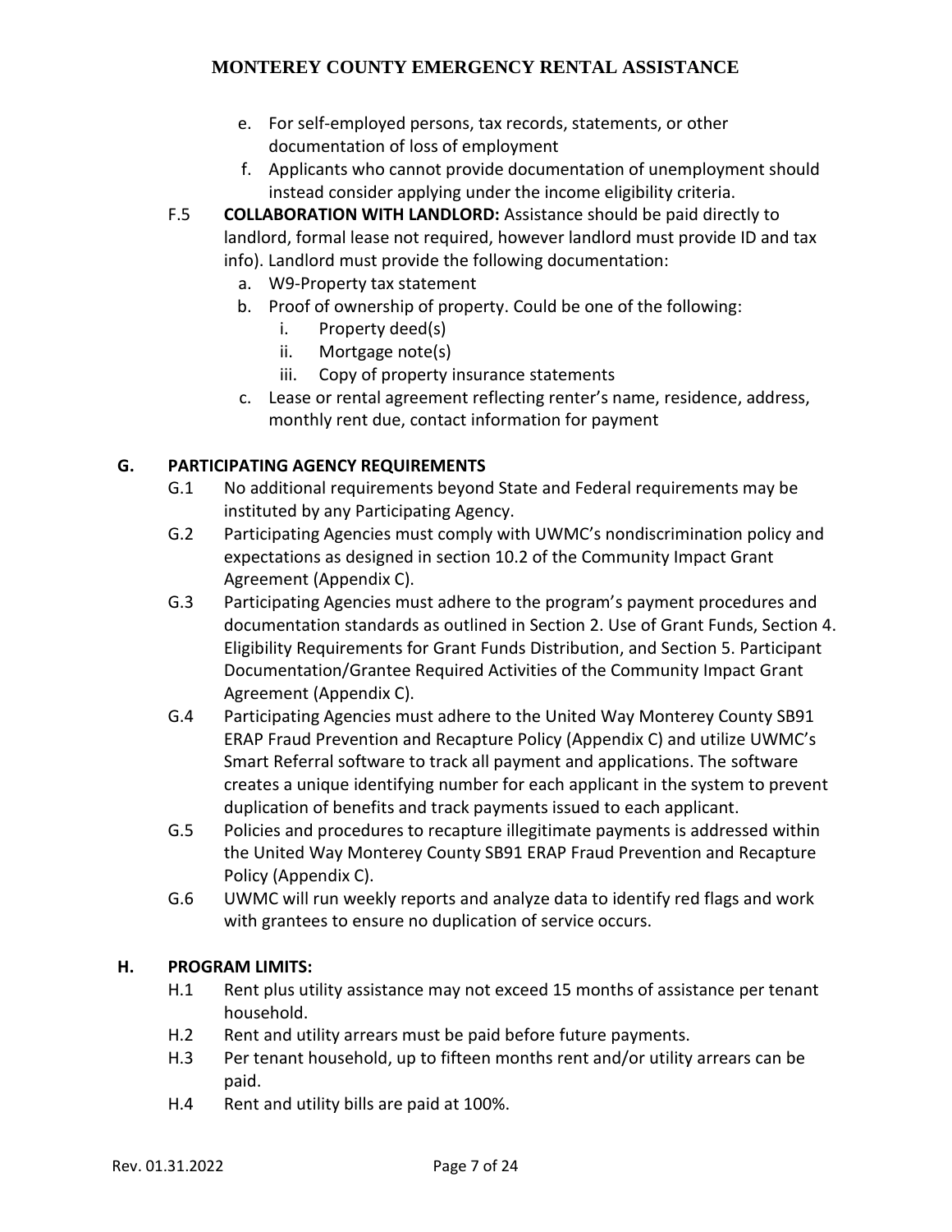e. For self-employed persons, tax records, statements, or other documentation of loss of employment
   f. Applicants who cannot provide documentation of unemployment should instead consider applying under the income eligibility criteria.

F.5 **COLLABORATION WITH LANDLORD:** Assistance should be paid directly to landlord, formal lease not required, however landlord must provide ID and tax info). Landlord must provide the following documentation:

   a. W9-Property tax statement
   b. Proof of ownership of property. Could be one of the following:
      i. Property deed(s)
      ii. Mortgage note(s)
      iii. Copy of property insurance statements
   c. Lease or rental agreement reflecting renter's name, residence, address, monthly rent due, contact information for payment

## G. PARTICIPATING AGENCY REQUIREMENTS

G.1 No additional requirements beyond State and Federal requirements may be instituted by any Participating Agency.

G.2 Participating Agencies must comply with UWMC's nondiscrimination policy and expectations as designed in section 10.2 of the Community Impact Grant Agreement (Appendix C).

G.3 Participating Agencies must adhere to the program's payment procedures and documentation standards as outlined in Section 2. Use of Grant Funds, Section 4. Eligibility Requirements for Grant Funds Distribution, and Section 5. Participant Documentation/Grantee Required Activities of the Community Impact Grant Agreement (Appendix C).

G.4 Participating Agencies must adhere to the United Way Monterey County SB91 ERAP Fraud Prevention and Recapture Policy (Appendix C) and utilize UWMC's Smart Referral software to track all payment and applications. The software creates a unique identifying number for each applicant in the system to prevent duplication of benefits and track payments issued to each applicant.

G.5 Policies and procedures to recapture illegitimate payments is addressed within the United Way Monterey County SB91 ERAP Fraud Prevention and Recapture Policy (Appendix C).

G.6 UWMC will run weekly reports and analyze data to identify red flags and work with grantees to ensure no duplication of service occurs.

## H. PROGRAM LIMITS:

H.1 Rent plus utility assistance may not exceed 15 months of assistance per tenant household.

H.2 Rent and utility arrears must be paid before future payments.

H.3 Per tenant household, up to fifteen months rent and/or utility arrears can be paid.

H.4 Rent and utility bills are paid at 100%.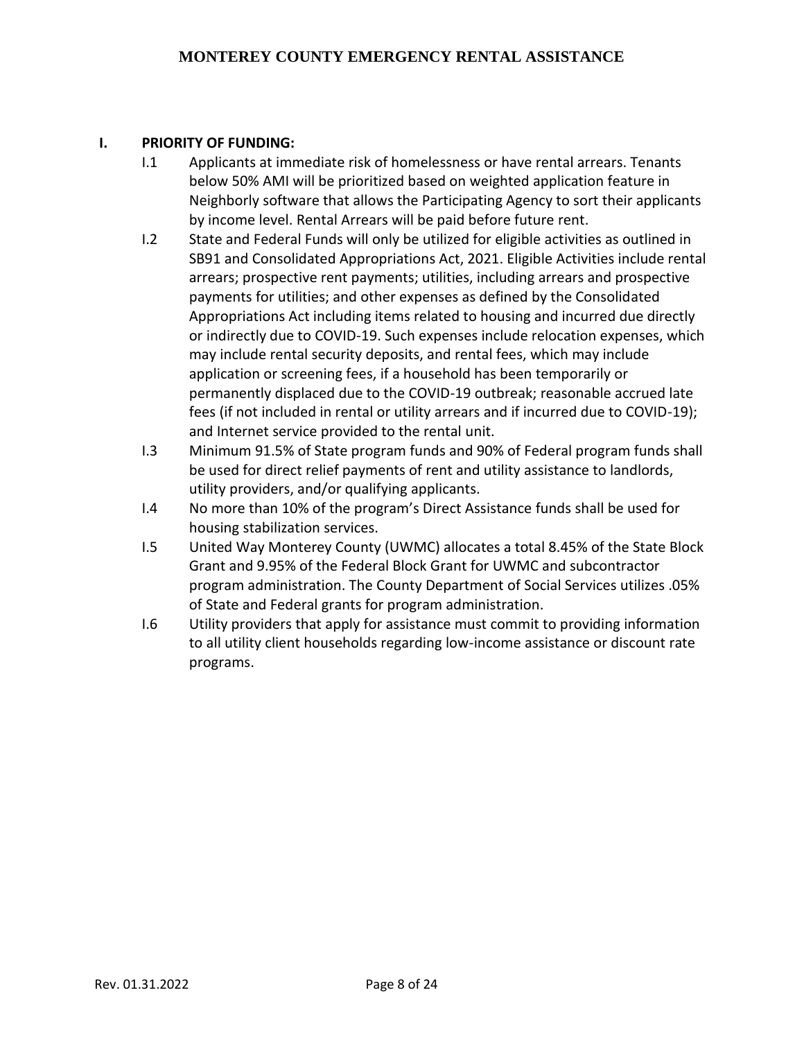## I. PRIORITY OF FUNDING:

I.1 Applicants at immediate risk of homelessness or have rental arrears. Tenants below 50% AMI will be prioritized based on weighted application feature in Neighborly software that allows the Participating Agency to sort their applicants by income level. Rental Arrears will be paid before future rent.

I.2 State and Federal Funds will only be utilized for eligible activities as outlined in SB91 and Consolidated Appropriations Act, 2021. Eligible Activities include rental arrears; prospective rent payments; utilities, including arrears and prospective payments for utilities; and other expenses as defined by the Consolidated Appropriations Act including items related to housing and incurred due directly or indirectly due to COVID-19. Such expenses include relocation expenses, which may include rental security deposits, and rental fees, which may include application or screening fees, if a household has been temporarily or permanently displaced due to the COVID-19 outbreak; reasonable accrued late fees (if not included in rental or utility arrears and if incurred due to COVID-19); and Internet service provided to the rental unit.

I.3 Minimum 91.5% of State program funds and 90% of Federal program funds shall be used for direct relief payments of rent and utility assistance to landlords, utility providers, and/or qualifying applicants.

I.4 No more than 10% of the program's Direct Assistance funds shall be used for housing stabilization services.

I.5 United Way Monterey County (UWMC) allocates a total 8.45% of the State Block Grant and 9.95% of the Federal Block Grant for UWMC and subcontractor program administration. The County Department of Social Services utilizes .05% of State and Federal grants for program administration.

I.6 Utility providers that apply for assistance must commit to providing information to all utility client households regarding low-income assistance or discount rate programs.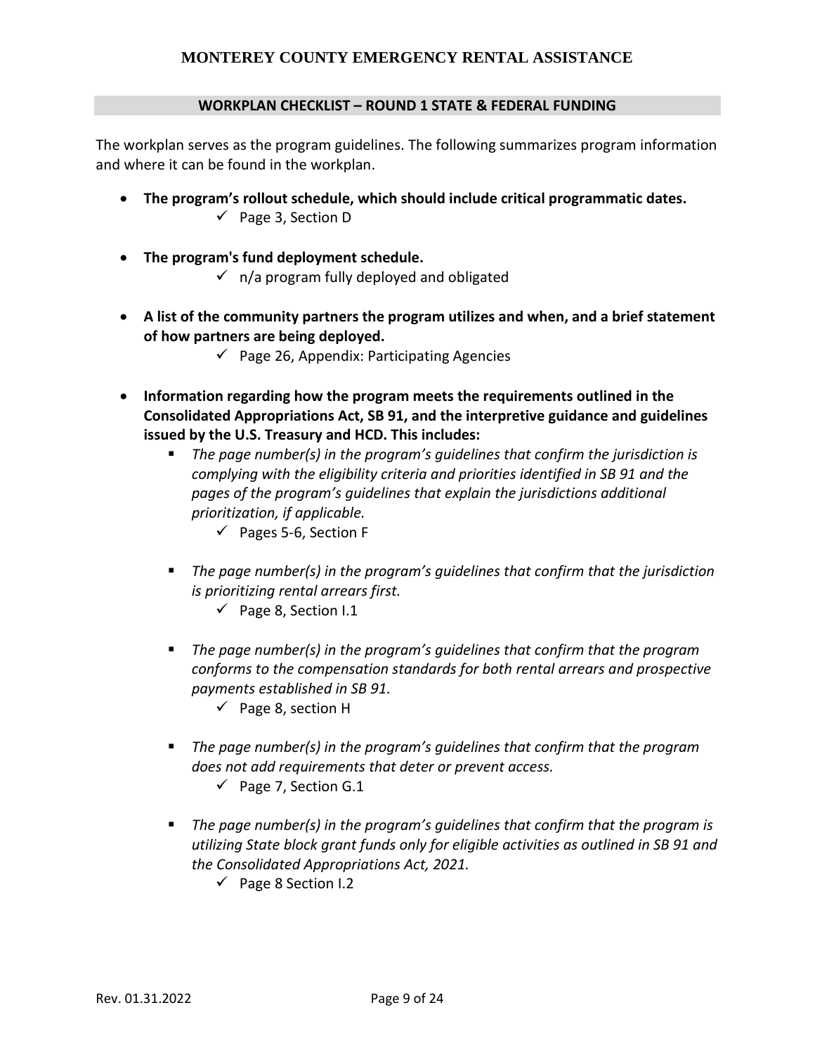## WORKPLAN CHECKLIST – ROUND 1 STATE & FEDERAL FUNDING

The workplan serves as the program guidelines. The following summarizes program information and where it can be found in the workplan.

- **The program's rollout schedule, which should include critical programmatic dates.**
  - ✓ Page 3, Section D
- **The program's fund deployment schedule.**
  - ✓ n/a program fully deployed and obligated
- **A list of the community partners the program utilizes and when, and a brief statement of how partners are being deployed.**
  - ✓ Page 26, Appendix: Participating Agencies
- **Information regarding how the program meets the requirements outlined in the Consolidated Appropriations Act, SB 91, and the interpretive guidance and guidelines issued by the U.S. Treasury and HCD. This includes:**
  - *The page number(s) in the program's guidelines that confirm the jurisdiction is complying with the eligibility criteria and priorities identified in SB 91 and the pages of the program's guidelines that explain the jurisdictions additional prioritization, if applicable.*
    - ✓ Pages 5-6, Section F
  - *The page number(s) in the program's guidelines that confirm that the jurisdiction is prioritizing rental arrears first.*
    - ✓ Page 8, Section I.1
  - *The page number(s) in the program's guidelines that confirm that the program conforms to the compensation standards for both rental arrears and prospective payments established in SB 91.*
    - ✓ Page 8, section H
  - *The page number(s) in the program's guidelines that confirm that the program does not add requirements that deter or prevent access.*
    - ✓ Page 7, Section G.1
  - *The page number(s) in the program's guidelines that confirm that the program is utilizing State block grant funds only for eligible activities as outlined in SB 91 and the Consolidated Appropriations Act, 2021.*
    - ✓ Page 8 Section I.2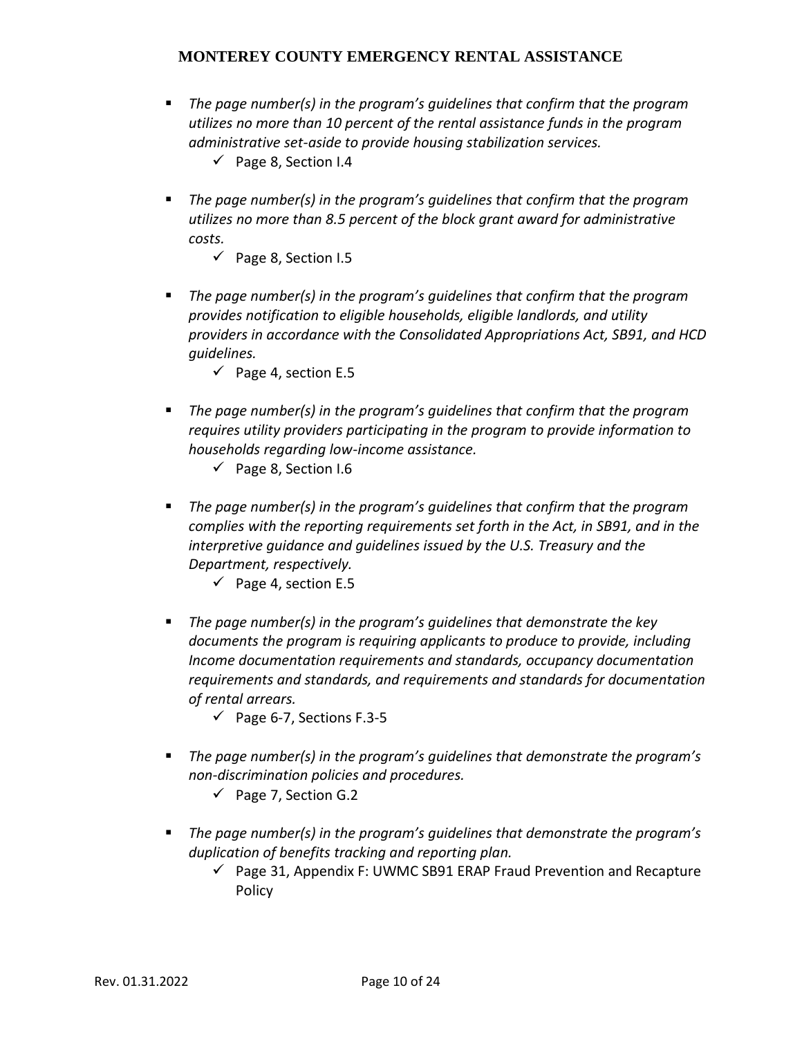- *The page number(s) in the program's guidelines that confirm that the program utilizes no more than 10 percent of the rental assistance funds in the program administrative set-aside to provide housing stabilization services.*
  - ✓ Page 8, Section I.4
- *The page number(s) in the program's guidelines that confirm that the program utilizes no more than 8.5 percent of the block grant award for administrative costs.*
  - ✓ Page 8, Section I.5
- *The page number(s) in the program's guidelines that confirm that the program provides notification to eligible households, eligible landlords, and utility providers in accordance with the Consolidated Appropriations Act, SB91, and HCD guidelines.*
  - ✓ Page 4, section E.5
- *The page number(s) in the program's guidelines that confirm that the program requires utility providers participating in the program to provide information to households regarding low-income assistance.*
  - ✓ Page 8, Section I.6
- *The page number(s) in the program's guidelines that confirm that the program complies with the reporting requirements set forth in the Act, in SB91, and in the interpretive guidance and guidelines issued by the U.S. Treasury and the Department, respectively.*
  - ✓ Page 4, section E.5
- *The page number(s) in the program's guidelines that demonstrate the key documents the program is requiring applicants to produce to provide, including Income documentation requirements and standards, occupancy documentation requirements and standards, and requirements and standards for documentation of rental arrears.*
  - ✓ Page 6-7, Sections F.3-5
- *The page number(s) in the program's guidelines that demonstrate the program's non-discrimination policies and procedures.*
  - ✓ Page 7, Section G.2
- *The page number(s) in the program's guidelines that demonstrate the program's duplication of benefits tracking and reporting plan.*
  - ✓ Page 31, Appendix F: UWMC SB91 ERAP Fraud Prevention and Recapture Policy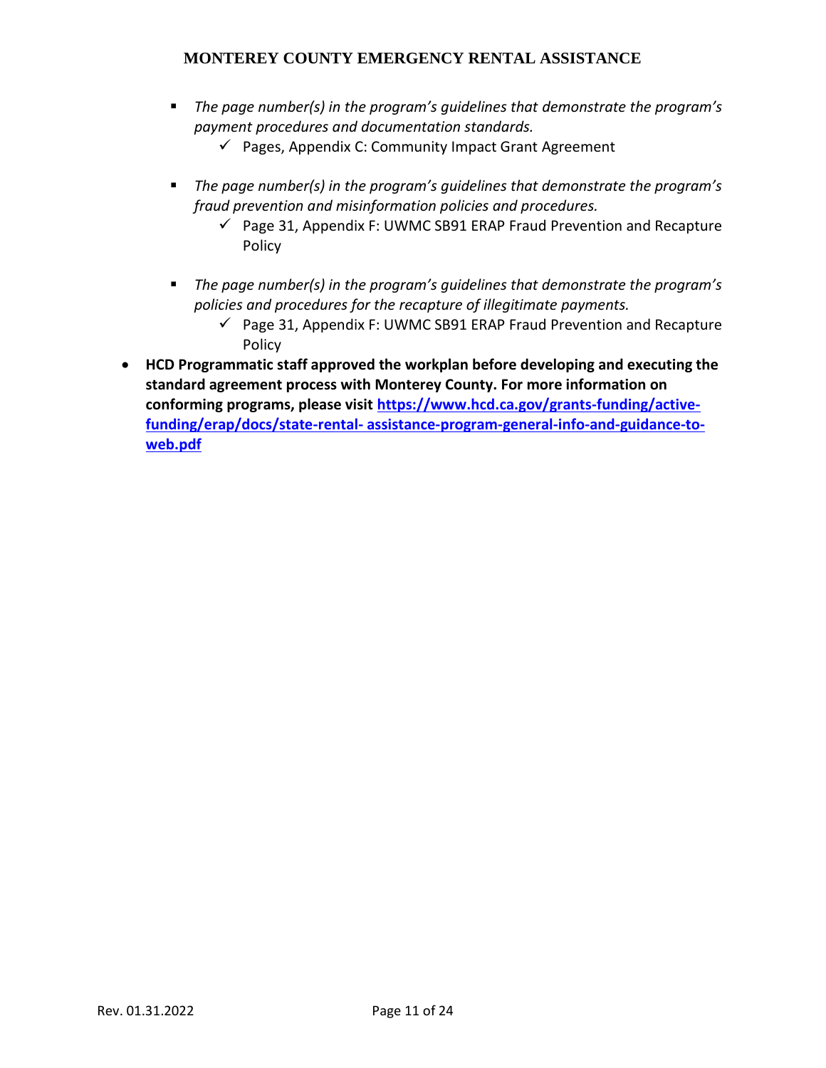- *The page number(s) in the program's guidelines that demonstrate the program's payment procedures and documentation standards.*
  - ✓ Pages, Appendix C: Community Impact Grant Agreement

- *The page number(s) in the program's guidelines that demonstrate the program's fraud prevention and misinformation policies and procedures.*
  - ✓ Page 31, Appendix F: UWMC SB91 ERAP Fraud Prevention and Recapture Policy

- *The page number(s) in the program's guidelines that demonstrate the program's policies and procedures for the recapture of illegitimate payments.*
  - ✓ Page 31, Appendix F: UWMC SB91 ERAP Fraud Prevention and Recapture Policy

- **HCD Programmatic staff approved the workplan before developing and executing the standard agreement process with Monterey County. For more information on conforming programs, please visit [https://www.hcd.ca.gov/grants-funding/active-funding/erap/docs/state-rental- assistance-program-general-info-and-guidance-to-web.pdf](https://www.hcd.ca.gov/grants-funding/active-funding/erap/docs/state-rental-assistance-program-general-info-and-guidance-to-web.pdf)**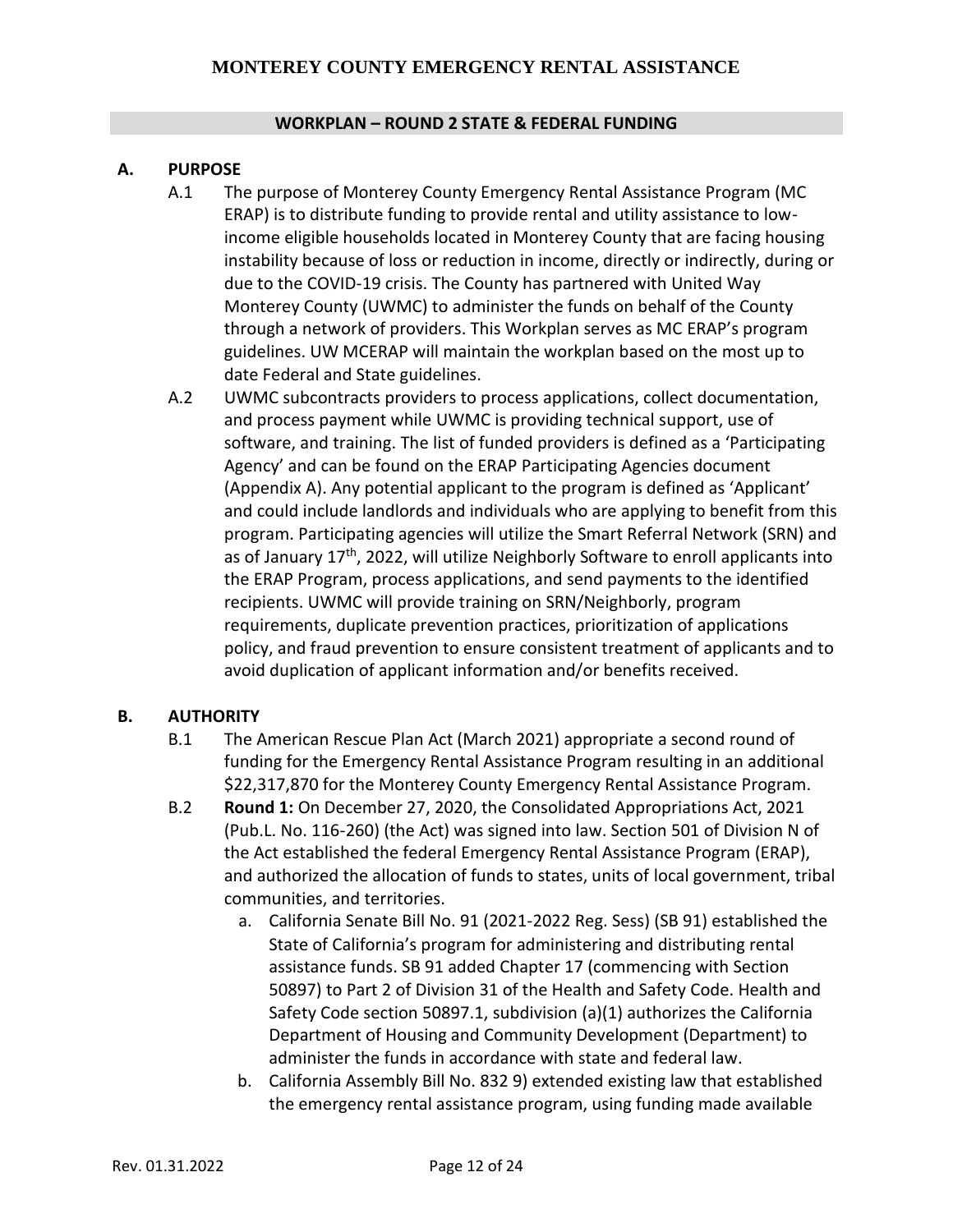# MONTEREY COUNTY EMERGENCY RENTAL ASSISTANCE

## WORKPLAN – ROUND 2 STATE & FEDERAL FUNDING

### A. PURPOSE

A.1 The purpose of Monterey County Emergency Rental Assistance Program (MC ERAP) is to distribute funding to provide rental and utility assistance to low-income eligible households located in Monterey County that are facing housing instability because of loss or reduction in income, directly or indirectly, during or due to the COVID-19 crisis. The County has partnered with United Way Monterey County (UWMC) to administer the funds on behalf of the County through a network of providers. This Workplan serves as MC ERAP's program guidelines. UW MCERAP will maintain the workplan based on the most up to date Federal and State guidelines.

A.2 UWMC subcontracts providers to process applications, collect documentation, and process payment while UWMC is providing technical support, use of software, and training. The list of funded providers is defined as a 'Participating Agency' and can be found on the ERAP Participating Agencies document (Appendix A). Any potential applicant to the program is defined as 'Applicant' and could include landlords and individuals who are applying to benefit from this program. Participating agencies will utilize the Smart Referral Network (SRN) and as of January 17th, 2022, will utilize Neighborly Software to enroll applicants into the ERAP Program, process applications, and send payments to the identified recipients. UWMC will provide training on SRN/Neighborly, program requirements, duplicate prevention practices, prioritization of applications policy, and fraud prevention to ensure consistent treatment of applicants and to avoid duplication of applicant information and/or benefits received.

### B. AUTHORITY

B.1 The American Rescue Plan Act (March 2021) appropriate a second round of funding for the Emergency Rental Assistance Program resulting in an additional $22,317,870 for the Monterey County Emergency Rental Assistance Program.

B.2 **Round 1:** On December 27, 2020, the Consolidated Appropriations Act, 2021 (Pub.L. No. 116-260) (the Act) was signed into law. Section 501 of Division N of the Act established the federal Emergency Rental Assistance Program (ERAP), and authorized the allocation of funds to states, units of local government, tribal communities, and territories.

a. California Senate Bill No. 91 (2021-2022 Reg. Sess) (SB 91) established the State of California's program for administering and distributing rental assistance funds. SB 91 added Chapter 17 (commencing with Section 50897) to Part 2 of Division 31 of the Health and Safety Code. Health and Safety Code section 50897.1, subdivision (a)(1) authorizes the California Department of Housing and Community Development (Department) to administer the funds in accordance with state and federal law.

b. California Assembly Bill No. 832 9) extended existing law that established the emergency rental assistance program, using funding made available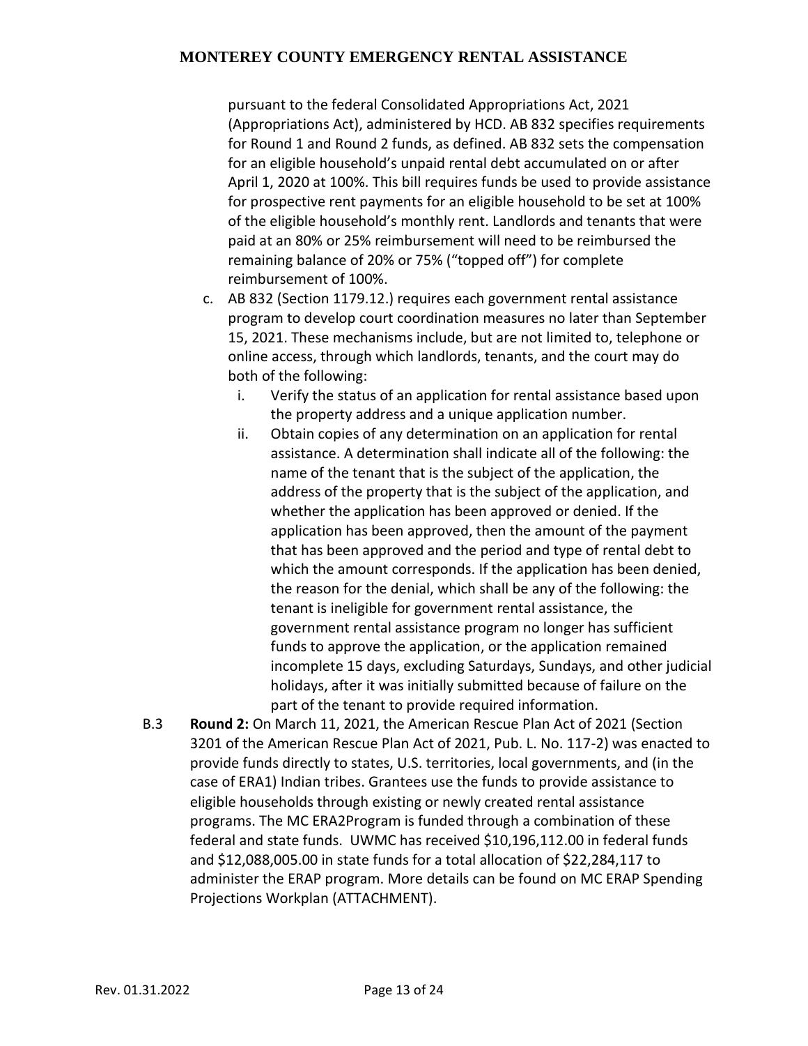pursuant to the federal Consolidated Appropriations Act, 2021 (Appropriations Act), administered by HCD. AB 832 specifies requirements for Round 1 and Round 2 funds, as defined. AB 832 sets the compensation for an eligible household's unpaid rental debt accumulated on or after April 1, 2020 at 100%. This bill requires funds be used to provide assistance for prospective rent payments for an eligible household to be set at 100% of the eligible household's monthly rent. Landlords and tenants that were paid at an 80% or 25% reimbursement will need to be reimbursed the remaining balance of 20% or 75% ("topped off") for complete reimbursement of 100%.

c. AB 832 (Section 1179.12.) requires each government rental assistance program to develop court coordination measures no later than September 15, 2021. These mechanisms include, but are not limited to, telephone or online access, through which landlords, tenants, and the court may do both of the following:

   i. Verify the status of an application for rental assistance based upon the property address and a unique application number.

   ii. Obtain copies of any determination on an application for rental assistance. A determination shall indicate all of the following: the name of the tenant that is the subject of the application, the address of the property that is the subject of the application, and whether the application has been approved or denied. If the application has been approved, then the amount of the payment that has been approved and the period and type of rental debt to which the amount corresponds. If the application has been denied, the reason for the denial, which shall be any of the following: the tenant is ineligible for government rental assistance, the government rental assistance program no longer has sufficient funds to approve the application, or the application remained incomplete 15 days, excluding Saturdays, Sundays, and other judicial holidays, after it was initially submitted because of failure on the part of the tenant to provide required information.

B.3 **Round 2:** On March 11, 2021, the American Rescue Plan Act of 2021 (Section 3201 of the American Rescue Plan Act of 2021, Pub. L. No. 117-2) was enacted to provide funds directly to states, U.S. territories, local governments, and (in the case of ERA1) Indian tribes. Grantees use the funds to provide assistance to eligible households through existing or newly created rental assistance programs. The MC ERA2Program is funded through a combination of these federal and state funds. UWMC has received $10,196,112.00 in federal funds and $12,088,005.00 in state funds for a total allocation of $22,284,117 to administer the ERAP program. More details can be found on MC ERAP Spending Projections Workplan (ATTACHMENT).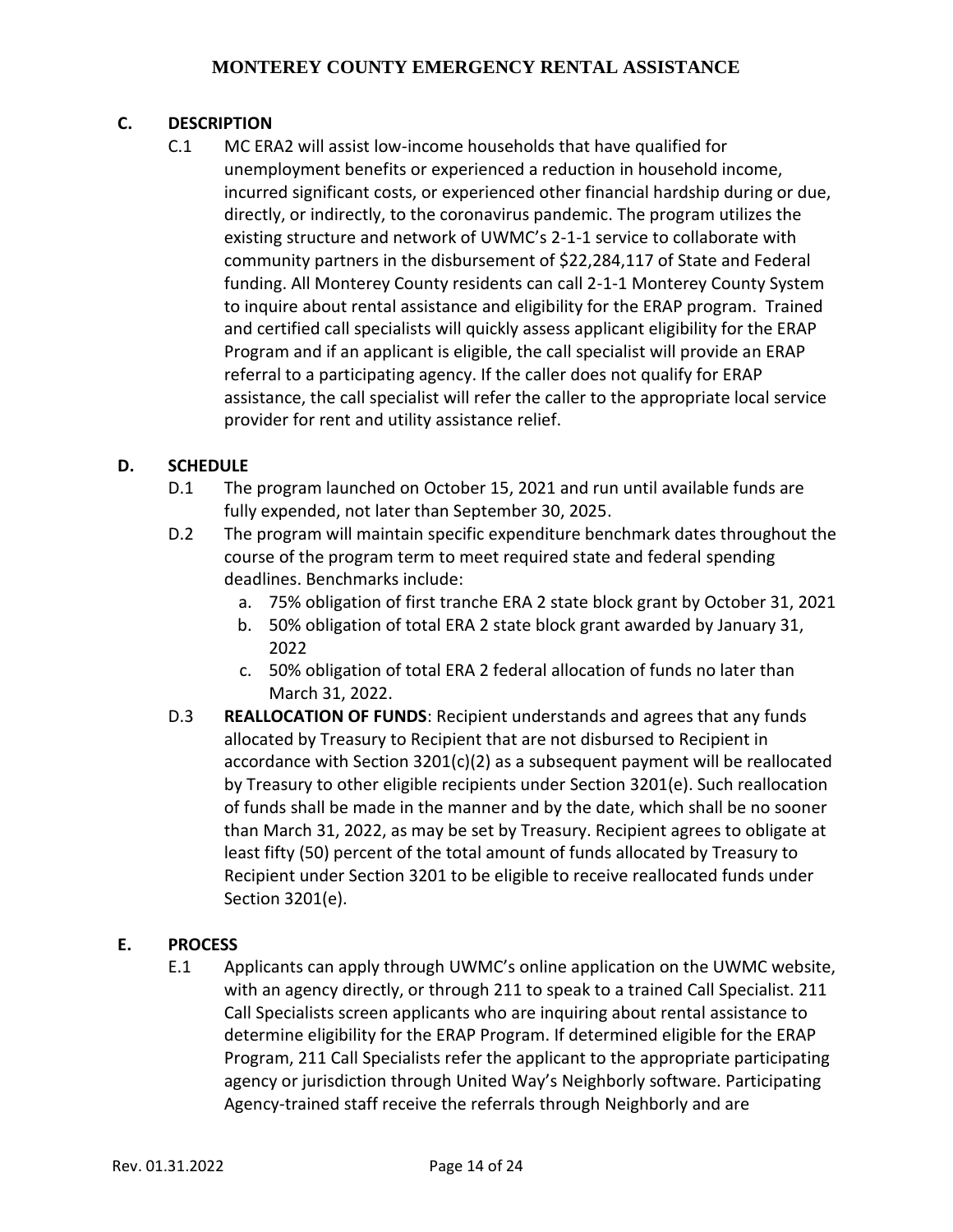## C. DESCRIPTION

C.1 MC ERA2 will assist low-income households that have qualified for unemployment benefits or experienced a reduction in household income, incurred significant costs, or experienced other financial hardship during or due, directly, or indirectly, to the coronavirus pandemic. The program utilizes the existing structure and network of UWMC's 2-1-1 service to collaborate with community partners in the disbursement of $22,284,117 of State and Federal funding. All Monterey County residents can call 2-1-1 Monterey County System to inquire about rental assistance and eligibility for the ERAP program. Trained and certified call specialists will quickly assess applicant eligibility for the ERAP Program and if an applicant is eligible, the call specialist will provide an ERAP referral to a participating agency. If the caller does not qualify for ERAP assistance, the call specialist will refer the caller to the appropriate local service provider for rent and utility assistance relief.

## D. SCHEDULE

D.1 The program launched on October 15, 2021 and run until available funds are fully expended, not later than September 30, 2025.

D.2 The program will maintain specific expenditure benchmark dates throughout the course of the program term to meet required state and federal spending deadlines. Benchmarks include:

a. 75% obligation of first tranche ERA 2 state block grant by October 31, 2021
b. 50% obligation of total ERA 2 state block grant awarded by January 31, 2022
c. 50% obligation of total ERA 2 federal allocation of funds no later than March 31, 2022.

D.3 **REALLOCATION OF FUNDS**: Recipient understands and agrees that any funds allocated by Treasury to Recipient that are not disbursed to Recipient in accordance with Section 3201(c)(2) as a subsequent payment will be reallocated by Treasury to other eligible recipients under Section 3201(e). Such reallocation of funds shall be made in the manner and by the date, which shall be no sooner than March 31, 2022, as may be set by Treasury. Recipient agrees to obligate at least fifty (50) percent of the total amount of funds allocated by Treasury to Recipient under Section 3201 to be eligible to receive reallocated funds under Section 3201(e).

## E. PROCESS

E.1 Applicants can apply through UWMC's online application on the UWMC website, with an agency directly, or through 211 to speak to a trained Call Specialist. 211 Call Specialists screen applicants who are inquiring about rental assistance to determine eligibility for the ERAP Program. If determined eligible for the ERAP Program, 211 Call Specialists refer the applicant to the appropriate participating agency or jurisdiction through United Way's Neighborly software. Participating Agency-trained staff receive the referrals through Neighborly and are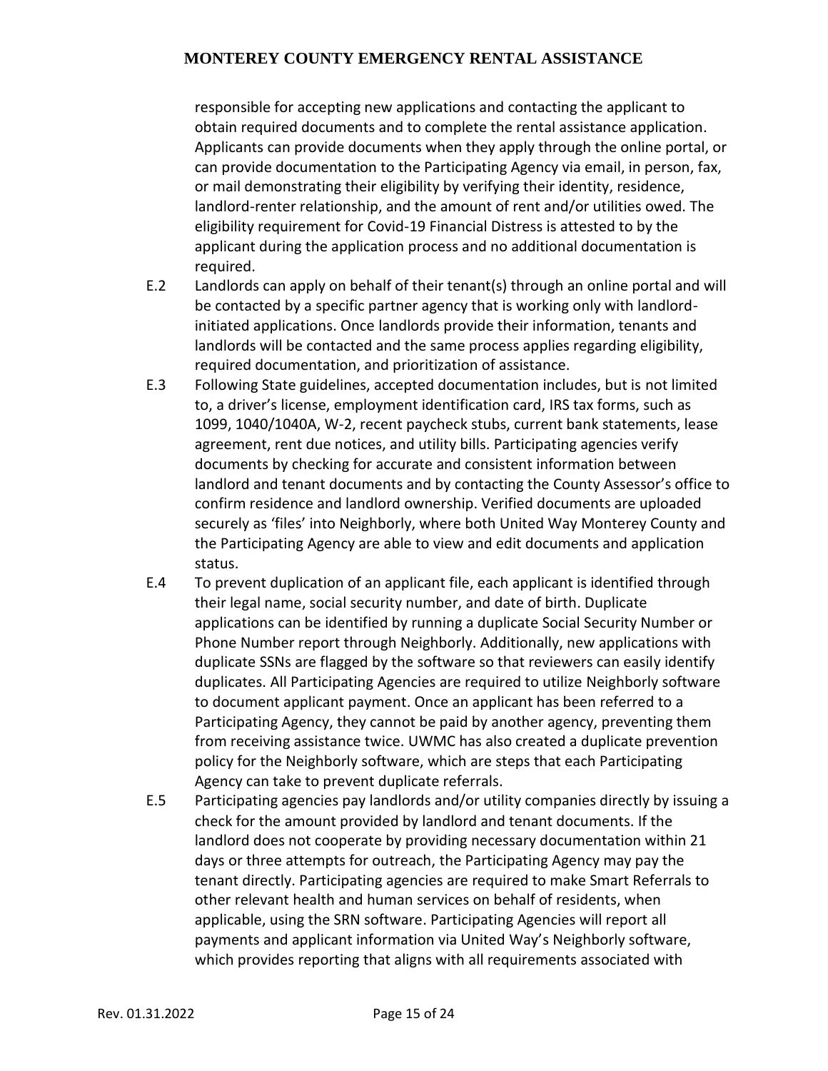responsible for accepting new applications and contacting the applicant to obtain required documents and to complete the rental assistance application. Applicants can provide documents when they apply through the online portal, or can provide documentation to the Participating Agency via email, in person, fax, or mail demonstrating their eligibility by verifying their identity, residence, landlord-renter relationship, and the amount of rent and/or utilities owed. The eligibility requirement for Covid-19 Financial Distress is attested to by the applicant during the application process and no additional documentation is required.

E.2 Landlords can apply on behalf of their tenant(s) through an online portal and will be contacted by a specific partner agency that is working only with landlord-initiated applications. Once landlords provide their information, tenants and landlords will be contacted and the same process applies regarding eligibility, required documentation, and prioritization of assistance.

E.3 Following State guidelines, accepted documentation includes, but is not limited to, a driver's license, employment identification card, IRS tax forms, such as 1099, 1040/1040A, W-2, recent paycheck stubs, current bank statements, lease agreement, rent due notices, and utility bills. Participating agencies verify documents by checking for accurate and consistent information between landlord and tenant documents and by contacting the County Assessor's office to confirm residence and landlord ownership. Verified documents are uploaded securely as 'files' into Neighborly, where both United Way Monterey County and the Participating Agency are able to view and edit documents and application status.

E.4 To prevent duplication of an applicant file, each applicant is identified through their legal name, social security number, and date of birth. Duplicate applications can be identified by running a duplicate Social Security Number or Phone Number report through Neighborly. Additionally, new applications with duplicate SSNs are flagged by the software so that reviewers can easily identify duplicates. All Participating Agencies are required to utilize Neighborly software to document applicant payment. Once an applicant has been referred to a Participating Agency, they cannot be paid by another agency, preventing them from receiving assistance twice. UWMC has also created a duplicate prevention policy for the Neighborly software, which are steps that each Participating Agency can take to prevent duplicate referrals.

E.5 Participating agencies pay landlords and/or utility companies directly by issuing a check for the amount provided by landlord and tenant documents. If the landlord does not cooperate by providing necessary documentation within 21 days or three attempts for outreach, the Participating Agency may pay the tenant directly. Participating agencies are required to make Smart Referrals to other relevant health and human services on behalf of residents, when applicable, using the SRN software. Participating Agencies will report all payments and applicant information via United Way's Neighborly software, which provides reporting that aligns with all requirements associated with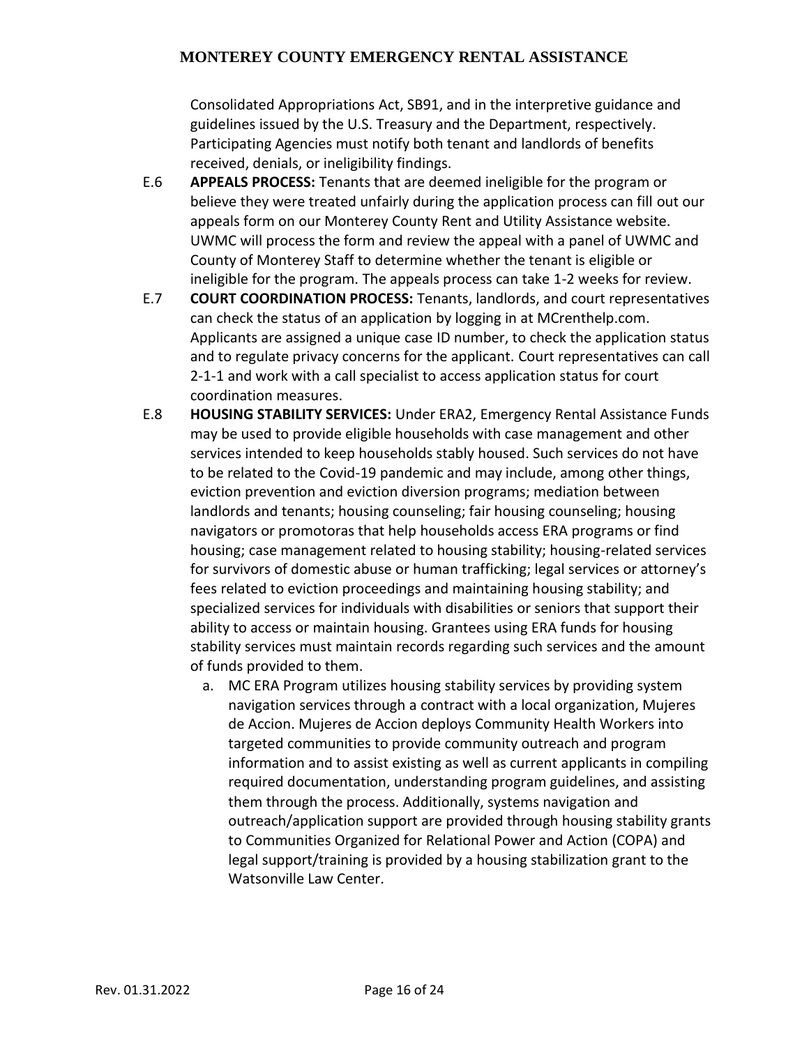Consolidated Appropriations Act, SB91, and in the interpretive guidance and guidelines issued by the U.S. Treasury and the Department, respectively. Participating Agencies must notify both tenant and landlords of benefits received, denials, or ineligibility findings.

E.6 **APPEALS PROCESS:** Tenants that are deemed ineligible for the program or believe they were treated unfairly during the application process can fill out our appeals form on our Monterey County Rent and Utility Assistance website. UWMC will process the form and review the appeal with a panel of UWMC and County of Monterey Staff to determine whether the tenant is eligible or ineligible for the program. The appeals process can take 1-2 weeks for review.

E.7 **COURT COORDINATION PROCESS:** Tenants, landlords, and court representatives can check the status of an application by logging in at MCrenthelp.com. Applicants are assigned a unique case ID number, to check the application status and to regulate privacy concerns for the applicant. Court representatives can call 2-1-1 and work with a call specialist to access application status for court coordination measures.

E.8 **HOUSING STABILITY SERVICES:** Under ERA2, Emergency Rental Assistance Funds may be used to provide eligible households with case management and other services intended to keep households stably housed. Such services do not have to be related to the Covid-19 pandemic and may include, among other things, eviction prevention and eviction diversion programs; mediation between landlords and tenants; housing counseling; fair housing counseling; housing navigators or promotoras that help households access ERA programs or find housing; case management related to housing stability; housing-related services for survivors of domestic abuse or human trafficking; legal services or attorney's fees related to eviction proceedings and maintaining housing stability; and specialized services for individuals with disabilities or seniors that support their ability to access or maintain housing. Grantees using ERA funds for housing stability services must maintain records regarding such services and the amount of funds provided to them.

a. MC ERA Program utilizes housing stability services by providing system navigation services through a contract with a local organization, Mujeres de Accion. Mujeres de Accion deploys Community Health Workers into targeted communities to provide community outreach and program information and to assist existing as well as current applicants in compiling required documentation, understanding program guidelines, and assisting them through the process. Additionally, systems navigation and outreach/application support are provided through housing stability grants to Communities Organized for Relational Power and Action (COPA) and legal support/training is provided by a housing stabilization grant to the Watsonville Law Center.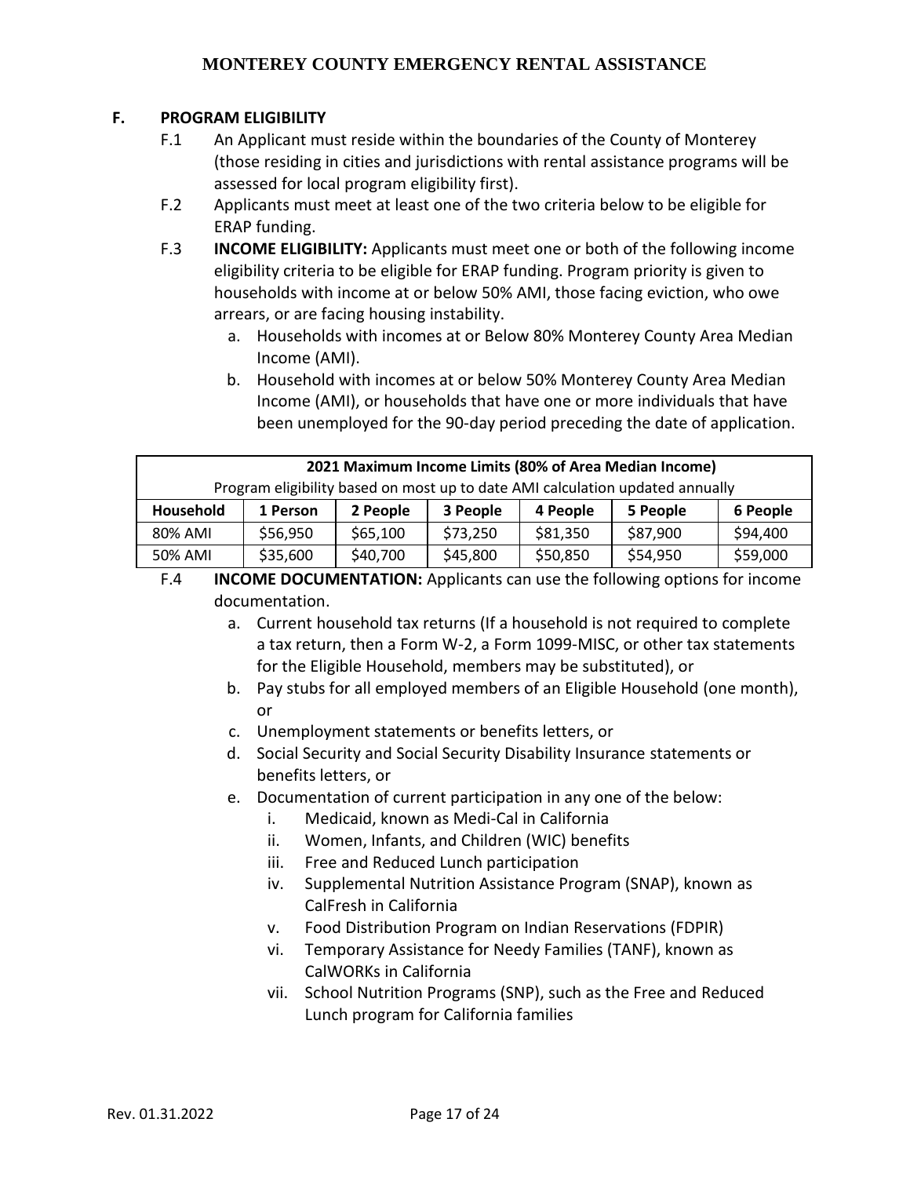## F. PROGRAM ELIGIBILITY

F.1 An Applicant must reside within the boundaries of the County of Monterey (those residing in cities and jurisdictions with rental assistance programs will be assessed for local program eligibility first).

F.2 Applicants must meet at least one of the two criteria below to be eligible for ERAP funding.

F.3 **INCOME ELIGIBILITY:** Applicants must meet one or both of the following income eligibility criteria to be eligible for ERAP funding. Program priority is given to households with income at or below 50% AMI, those facing eviction, who owe arrears, or are facing housing instability.

a. Households with incomes at or Below 80% Monterey County Area Median Income (AMI).

b. Household with incomes at or below 50% Monterey County Area Median Income (AMI), or households that have one or more individuals that have been unemployed for the 90-day period preceding the date of application.

| **2021 Maximum Income Limits (80% of Area Median Income)** Program eligibility based on most up to date AMI calculation updated annually | | | | | | |
|---|---|---|---|---|---|---|
| **Household** | **1 Person** | **2 People** | **3 People** | **4 People** | **5 People** | **6 People** |
| 80% AMI | $56,950 | $65,100 | $73,250 | $81,350 | $87,900 | $94,400 |
| 50% AMI | $35,600 | $40,700 | $45,800 | $50,850 | $54,950 | $59,000 |

F.4 **INCOME DOCUMENTATION:** Applicants can use the following options for income documentation.

a. Current household tax returns (If a household is not required to complete a tax return, then a Form W-2, a Form 1099-MISC, or other tax statements for the Eligible Household, members may be substituted), or

b. Pay stubs for all employed members of an Eligible Household (one month), or

c. Unemployment statements or benefits letters, or

d. Social Security and Social Security Disability Insurance statements or benefits letters, or

e. Documentation of current participation in any one of the below:

   i. Medicaid, known as Medi-Cal in California

   ii. Women, Infants, and Children (WIC) benefits

   iii. Free and Reduced Lunch participation

   iv. Supplemental Nutrition Assistance Program (SNAP), known as CalFresh in California

   v. Food Distribution Program on Indian Reservations (FDPIR)

   vi. Temporary Assistance for Needy Families (TANF), known as CalWORKs in California

   vii. School Nutrition Programs (SNP), such as the Free and Reduced Lunch program for California families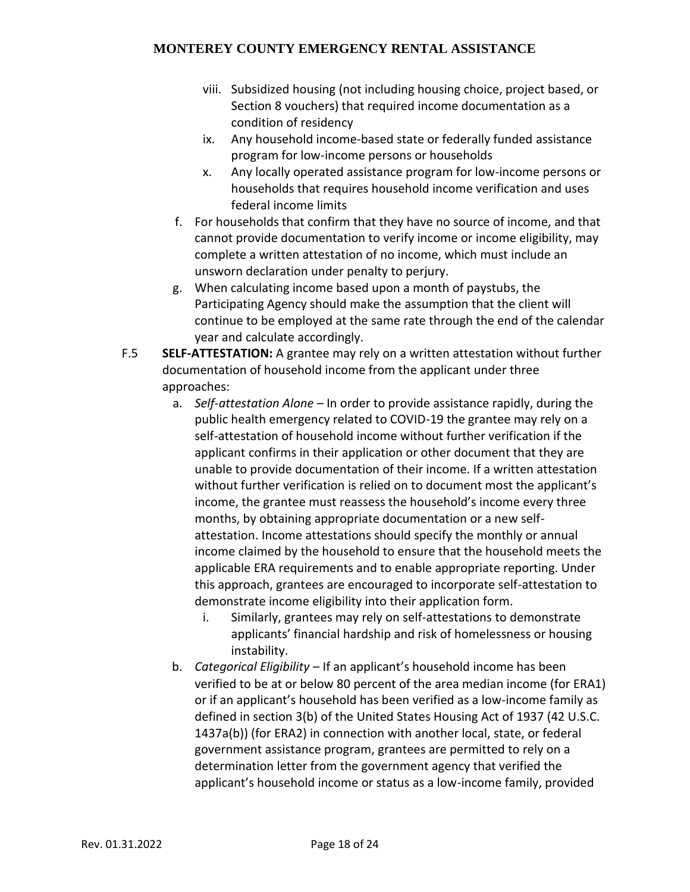viii. Subsidized housing (not including housing choice, project based, or Section 8 vouchers) that required income documentation as a condition of residency

ix. Any household income-based state or federally funded assistance program for low-income persons or households

x. Any locally operated assistance program for low-income persons or households that requires household income verification and uses federal income limits

f. For households that confirm that they have no source of income, and that cannot provide documentation to verify income or income eligibility, may complete a written attestation of no income, which must include an unsworn declaration under penalty to perjury.

g. When calculating income based upon a month of paystubs, the Participating Agency should make the assumption that the client will continue to be employed at the same rate through the end of the calendar year and calculate accordingly.

F.5 **SELF-ATTESTATION:** A grantee may rely on a written attestation without further documentation of household income from the applicant under three approaches:

a. *Self-attestation Alone* – In order to provide assistance rapidly, during the public health emergency related to COVID-19 the grantee may rely on a self-attestation of household income without further verification if the applicant confirms in their application or other document that they are unable to provide documentation of their income. If a written attestation without further verification is relied on to document most the applicant's income, the grantee must reassess the household's income every three months, by obtaining appropriate documentation or a new self-attestation. Income attestations should specify the monthly or annual income claimed by the household to ensure that the household meets the applicable ERA requirements and to enable appropriate reporting. Under this approach, grantees are encouraged to incorporate self-attestation to demonstrate income eligibility into their application form.

i. Similarly, grantees may rely on self-attestations to demonstrate applicants' financial hardship and risk of homelessness or housing instability.

b. *Categorical Eligibility* – If an applicant's household income has been verified to be at or below 80 percent of the area median income (for ERA1) or if an applicant's household has been verified as a low-income family as defined in section 3(b) of the United States Housing Act of 1937 (42 U.S.C. 1437a(b)) (for ERA2) in connection with another local, state, or federal government assistance program, grantees are permitted to rely on a determination letter from the government agency that verified the applicant's household income or status as a low-income family, provided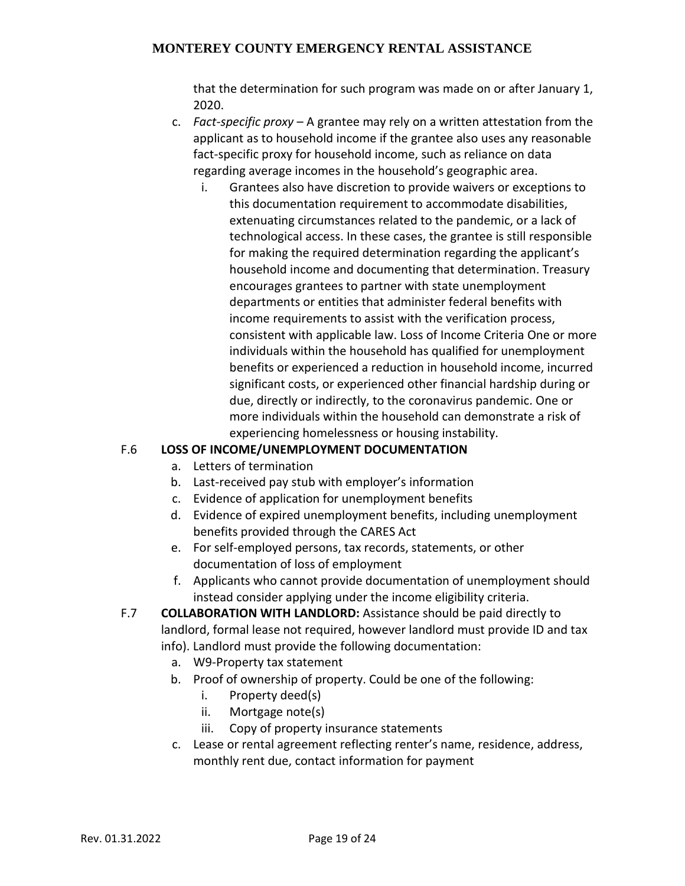that the determination for such program was made on or after January 1, 2020.

c. *Fact-specific proxy* – A grantee may rely on a written attestation from the applicant as to household income if the grantee also uses any reasonable fact-specific proxy for household income, such as reliance on data regarding average incomes in the household's geographic area.

   i. Grantees also have discretion to provide waivers or exceptions to this documentation requirement to accommodate disabilities, extenuating circumstances related to the pandemic, or a lack of technological access. In these cases, the grantee is still responsible for making the required determination regarding the applicant's household income and documenting that determination. Treasury encourages grantees to partner with state unemployment departments or entities that administer federal benefits with income requirements to assist with the verification process, consistent with applicable law. Loss of Income Criteria One or more individuals within the household has qualified for unemployment benefits or experienced a reduction in household income, incurred significant costs, or experienced other financial hardship during or due, directly or indirectly, to the coronavirus pandemic. One or more individuals within the household can demonstrate a risk of experiencing homelessness or housing instability.

F.6 **LOSS OF INCOME/UNEMPLOYMENT DOCUMENTATION**

a. Letters of termination
b. Last-received pay stub with employer's information
c. Evidence of application for unemployment benefits
d. Evidence of expired unemployment benefits, including unemployment benefits provided through the CARES Act
e. For self-employed persons, tax records, statements, or other documentation of loss of employment
f. Applicants who cannot provide documentation of unemployment should instead consider applying under the income eligibility criteria.

F.7 **COLLABORATION WITH LANDLORD:** Assistance should be paid directly to landlord, formal lease not required, however landlord must provide ID and tax info). Landlord must provide the following documentation:

a. W9-Property tax statement
b. Proof of ownership of property. Could be one of the following:
   i. Property deed(s)
   ii. Mortgage note(s)
   iii. Copy of property insurance statements
c. Lease or rental agreement reflecting renter's name, residence, address, monthly rent due, contact information for payment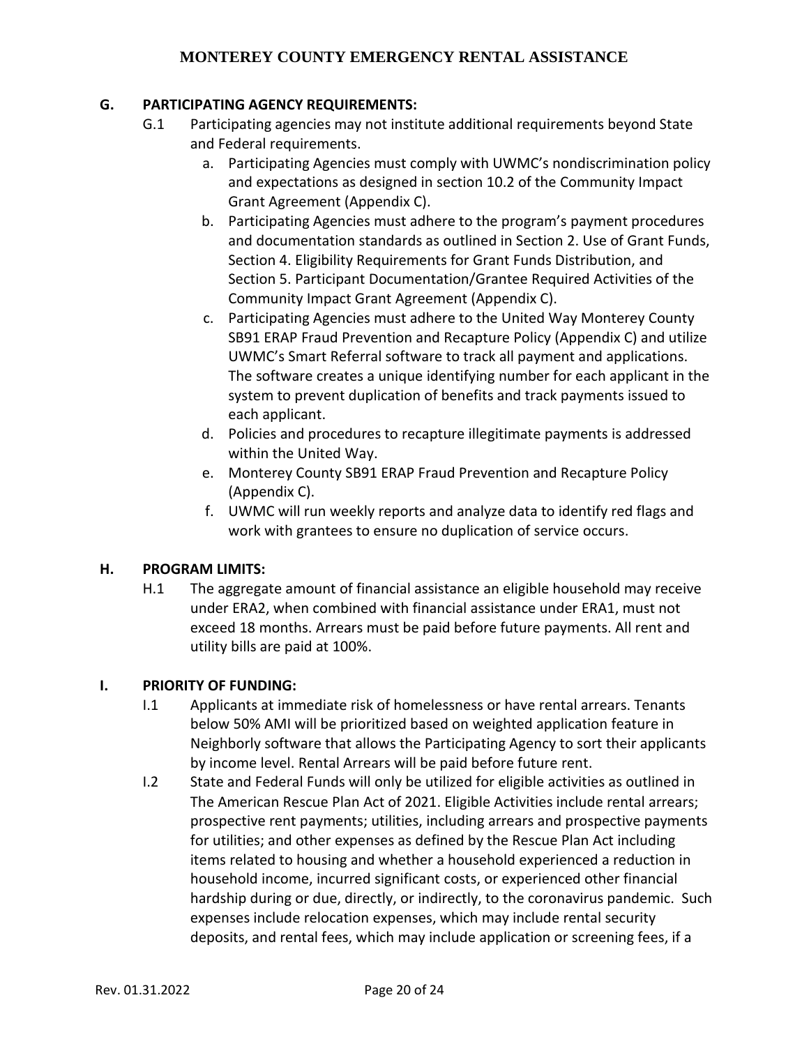## G. PARTICIPATING AGENCY REQUIREMENTS:

G.1 Participating agencies may not institute additional requirements beyond State and Federal requirements.

a. Participating Agencies must comply with UWMC's nondiscrimination policy and expectations as designed in section 10.2 of the Community Impact Grant Agreement (Appendix C).

b. Participating Agencies must adhere to the program's payment procedures and documentation standards as outlined in Section 2. Use of Grant Funds, Section 4. Eligibility Requirements for Grant Funds Distribution, and Section 5. Participant Documentation/Grantee Required Activities of the Community Impact Grant Agreement (Appendix C).

c. Participating Agencies must adhere to the United Way Monterey County SB91 ERAP Fraud Prevention and Recapture Policy (Appendix C) and utilize UWMC's Smart Referral software to track all payment and applications. The software creates a unique identifying number for each applicant in the system to prevent duplication of benefits and track payments issued to each applicant.

d. Policies and procedures to recapture illegitimate payments is addressed within the United Way.

e. Monterey County SB91 ERAP Fraud Prevention and Recapture Policy (Appendix C).

f. UWMC will run weekly reports and analyze data to identify red flags and work with grantees to ensure no duplication of service occurs.

## H. PROGRAM LIMITS:

H.1 The aggregate amount of financial assistance an eligible household may receive under ERA2, when combined with financial assistance under ERA1, must not exceed 18 months. Arrears must be paid before future payments. All rent and utility bills are paid at 100%.

## I. PRIORITY OF FUNDING:

I.1 Applicants at immediate risk of homelessness or have rental arrears. Tenants below 50% AMI will be prioritized based on weighted application feature in Neighborly software that allows the Participating Agency to sort their applicants by income level. Rental Arrears will be paid before future rent.

I.2 State and Federal Funds will only be utilized for eligible activities as outlined in The American Rescue Plan Act of 2021. Eligible Activities include rental arrears; prospective rent payments; utilities, including arrears and prospective payments for utilities; and other expenses as defined by the Rescue Plan Act including items related to housing and whether a household experienced a reduction in household income, incurred significant costs, or experienced other financial hardship during or due, directly, or indirectly, to the coronavirus pandemic. Such expenses include relocation expenses, which may include rental security deposits, and rental fees, which may include application or screening fees, if a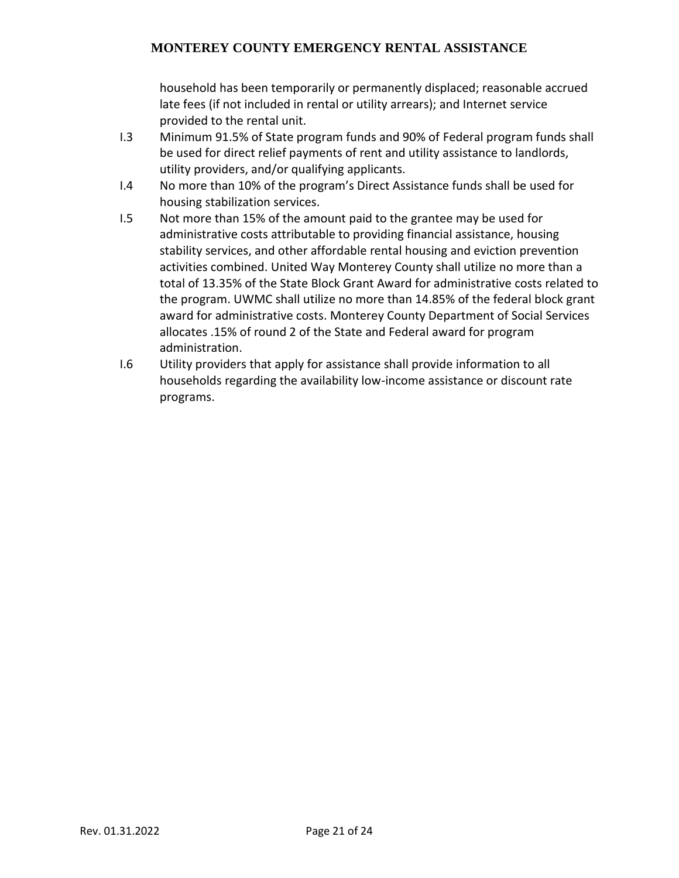household has been temporarily or permanently displaced; reasonable accrued late fees (if not included in rental or utility arrears); and Internet service provided to the rental unit.

I.3 Minimum 91.5% of State program funds and 90% of Federal program funds shall be used for direct relief payments of rent and utility assistance to landlords, utility providers, and/or qualifying applicants.

I.4 No more than 10% of the program's Direct Assistance funds shall be used for housing stabilization services.

I.5 Not more than 15% of the amount paid to the grantee may be used for administrative costs attributable to providing financial assistance, housing stability services, and other affordable rental housing and eviction prevention activities combined. United Way Monterey County shall utilize no more than a total of 13.35% of the State Block Grant Award for administrative costs related to the program. UWMC shall utilize no more than 14.85% of the federal block grant award for administrative costs. Monterey County Department of Social Services allocates .15% of round 2 of the State and Federal award for program administration.

I.6 Utility providers that apply for assistance shall provide information to all households regarding the availability low-income assistance or discount rate programs.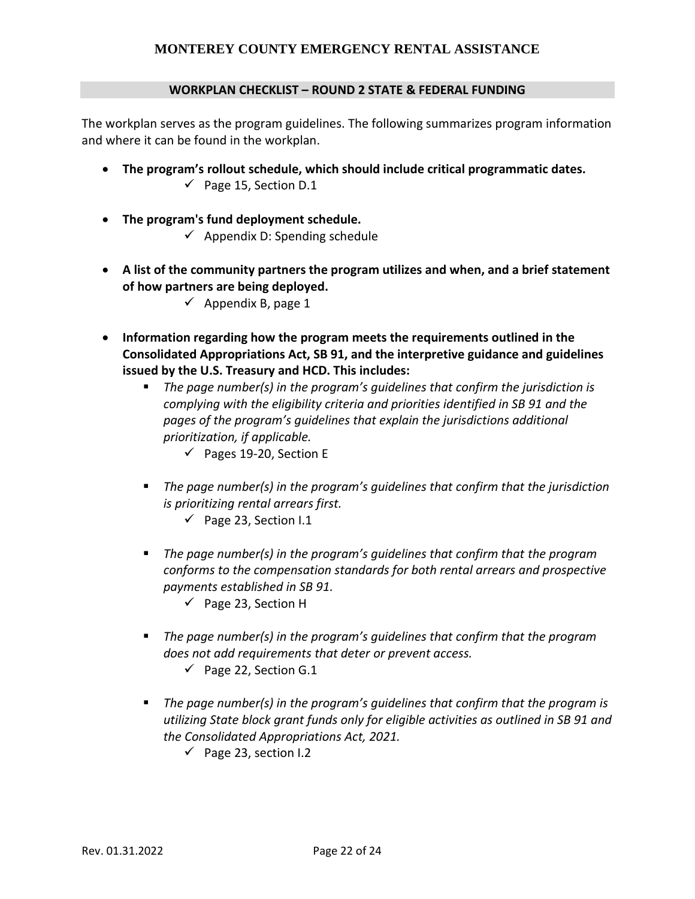## WORKPLAN CHECKLIST – ROUND 2 STATE & FEDERAL FUNDING

The workplan serves as the program guidelines. The following summarizes program information and where it can be found in the workplan.

- **The program's rollout schedule, which should include critical programmatic dates.**
  - ✓ Page 15, Section D.1
- **The program's fund deployment schedule.**
  - ✓ Appendix D: Spending schedule
- **A list of the community partners the program utilizes and when, and a brief statement of how partners are being deployed.**
  - ✓ Appendix B, page 1
- **Information regarding how the program meets the requirements outlined in the Consolidated Appropriations Act, SB 91, and the interpretive guidance and guidelines issued by the U.S. Treasury and HCD. This includes:**
  - *The page number(s) in the program's guidelines that confirm the jurisdiction is complying with the eligibility criteria and priorities identified in SB 91 and the pages of the program's guidelines that explain the jurisdictions additional prioritization, if applicable.*
    - ✓ Pages 19-20, Section E
  - *The page number(s) in the program's guidelines that confirm that the jurisdiction is prioritizing rental arrears first.*
    - ✓ Page 23, Section I.1
  - *The page number(s) in the program's guidelines that confirm that the program conforms to the compensation standards for both rental arrears and prospective payments established in SB 91.*
    - ✓ Page 23, Section H
  - *The page number(s) in the program's guidelines that confirm that the program does not add requirements that deter or prevent access.*
    - ✓ Page 22, Section G.1
  - *The page number(s) in the program's guidelines that confirm that the program is utilizing State block grant funds only for eligible activities as outlined in SB 91 and the Consolidated Appropriations Act, 2021.*
    - ✓ Page 23, section I.2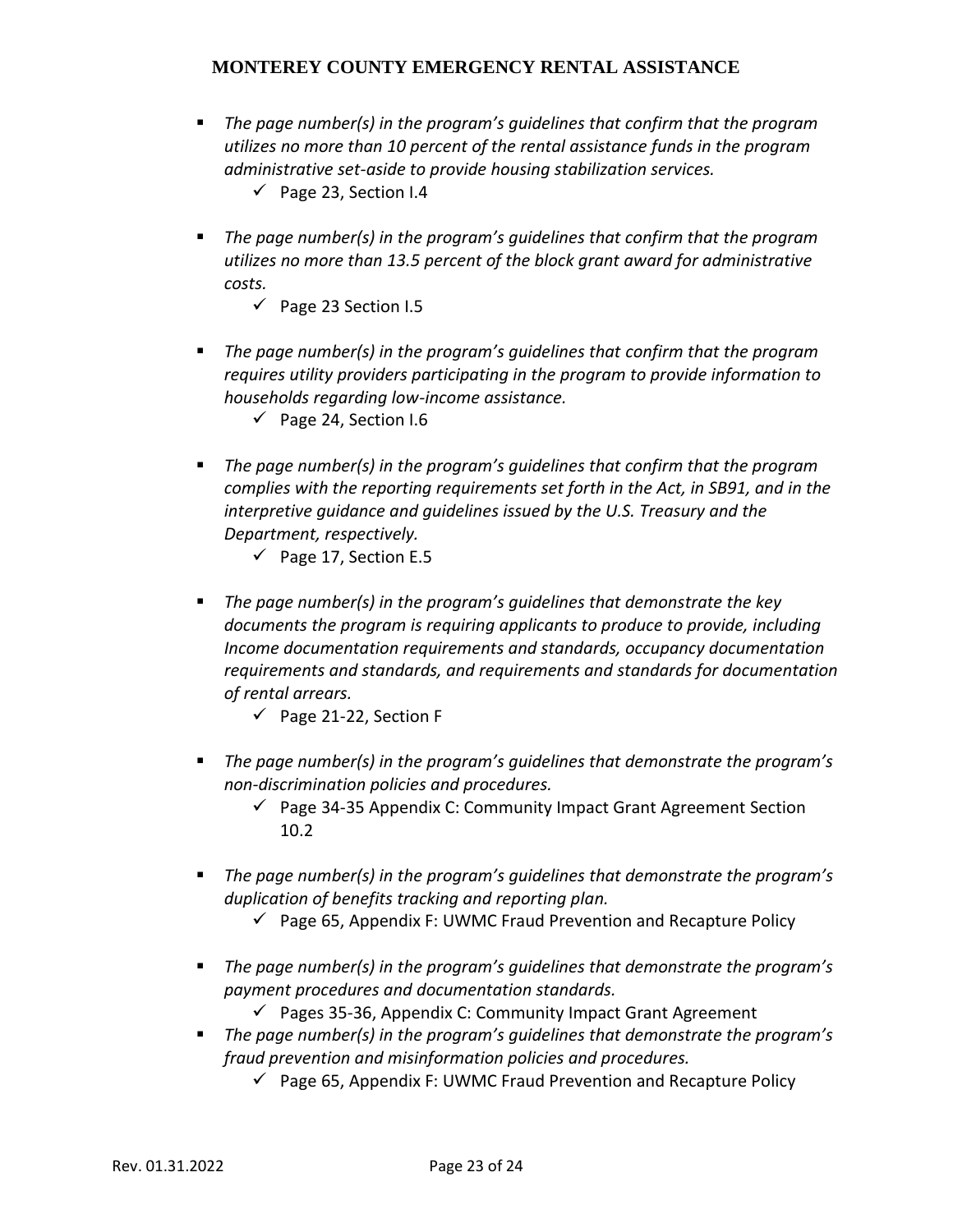- *The page number(s) in the program's guidelines that confirm that the program utilizes no more than 10 percent of the rental assistance funds in the program administrative set-aside to provide housing stabilization services.*
  - ✓ Page 23, Section I.4
- *The page number(s) in the program's guidelines that confirm that the program utilizes no more than 13.5 percent of the block grant award for administrative costs.*
  - ✓ Page 23 Section I.5
- *The page number(s) in the program's guidelines that confirm that the program requires utility providers participating in the program to provide information to households regarding low-income assistance.*
  - ✓ Page 24, Section I.6
- *The page number(s) in the program's guidelines that confirm that the program complies with the reporting requirements set forth in the Act, in SB91, and in the interpretive guidance and guidelines issued by the U.S. Treasury and the Department, respectively.*
  - ✓ Page 17, Section E.5
- *The page number(s) in the program's guidelines that demonstrate the key documents the program is requiring applicants to produce to provide, including Income documentation requirements and standards, occupancy documentation requirements and standards, and requirements and standards for documentation of rental arrears.*
  - ✓ Page 21-22, Section F
- *The page number(s) in the program's guidelines that demonstrate the program's non-discrimination policies and procedures.*
  - ✓ Page 34-35 Appendix C: Community Impact Grant Agreement Section 10.2
- *The page number(s) in the program's guidelines that demonstrate the program's duplication of benefits tracking and reporting plan.*
  - ✓ Page 65, Appendix F: UWMC Fraud Prevention and Recapture Policy
- *The page number(s) in the program's guidelines that demonstrate the program's payment procedures and documentation standards.*
  - ✓ Pages 35-36, Appendix C: Community Impact Grant Agreement
- *The page number(s) in the program's guidelines that demonstrate the program's fraud prevention and misinformation policies and procedures.*
  - ✓ Page 65, Appendix F: UWMC Fraud Prevention and Recapture Policy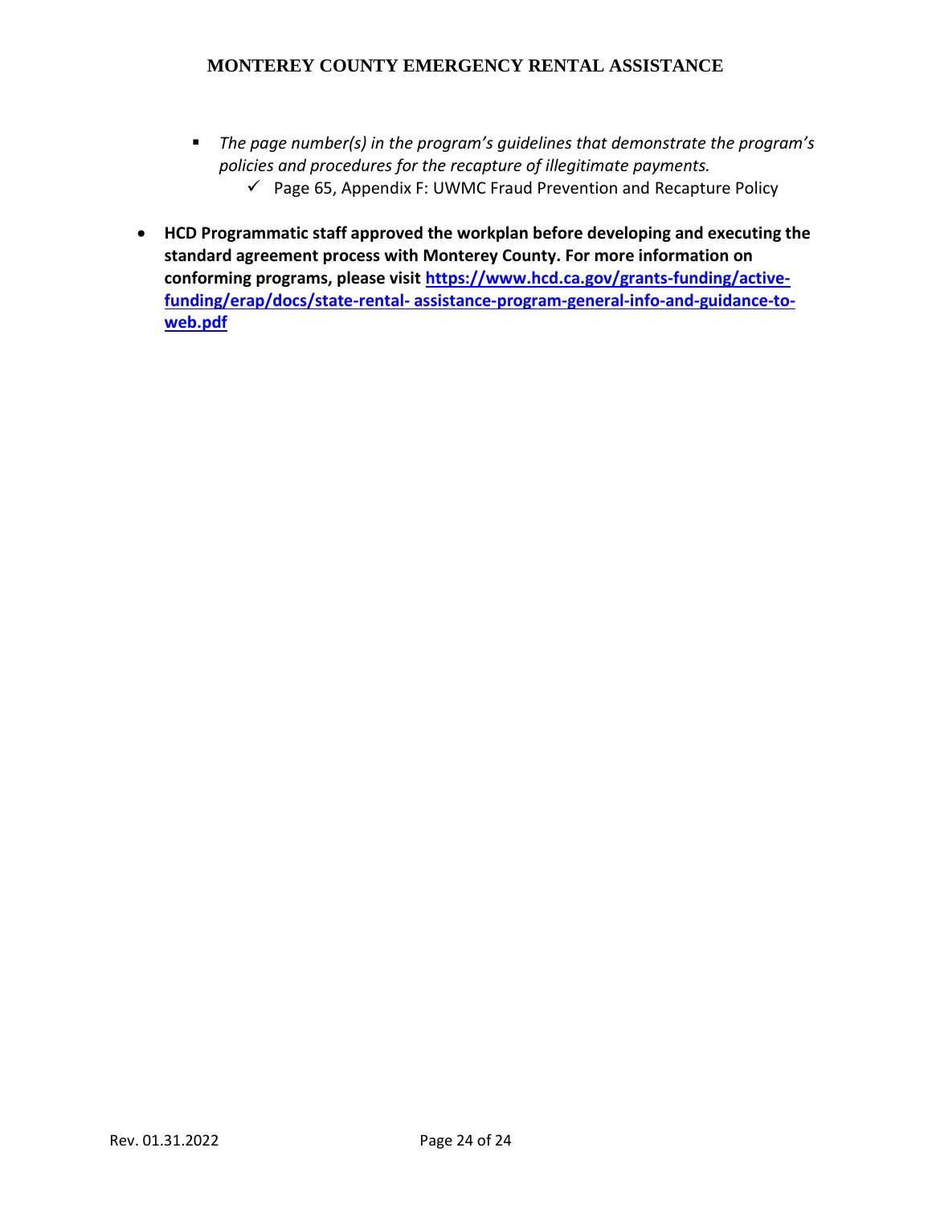- *The page number(s) in the program's guidelines that demonstrate the program's policies and procedures for the recapture of illegitimate payments.*
  - ✓ Page 65, Appendix F: UWMC Fraud Prevention and Recapture Policy

- **HCD Programmatic staff approved the workplan before developing and executing the standard agreement process with Monterey County. For more information on conforming programs, please visit [https://www.hcd.ca.gov/grants-funding/active-funding/erap/docs/state-rental- assistance-program-general-info-and-guidance-to-web.pdf](https://www.hcd.ca.gov/grants-funding/active-funding/erap/docs/state-rental-assistance-program-general-info-and-guidance-to-web.pdf)**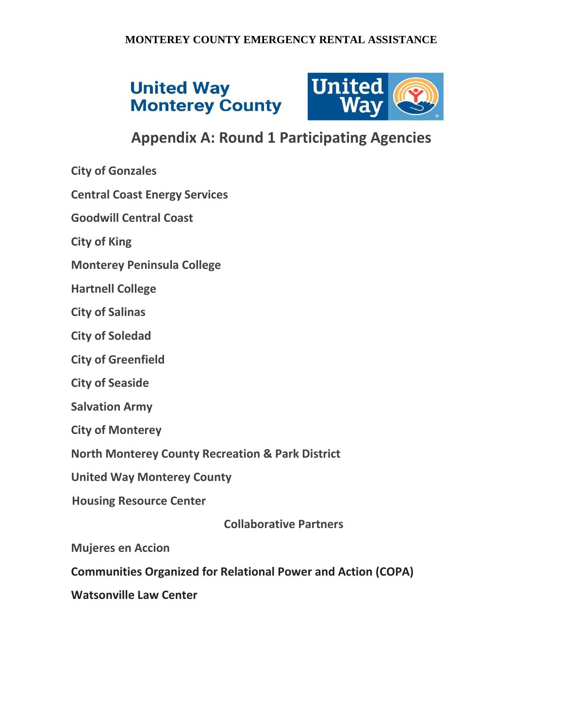# Appendix A: Round 1 Participating Agencies

City of Gonzales

Central Coast Energy Services

Goodwill Central Coast

City of King

Monterey Peninsula College

Hartnell College

City of Salinas

City of Soledad

City of Greenfield

City of Seaside

Salvation Army

City of Monterey

North Monterey County Recreation & Park District

United Way Monterey County

Housing Resource Center

## Collaborative Partners

Mujeres en Accion

Communities Organized for Relational Power and Action (COPA)

Watsonville Law Center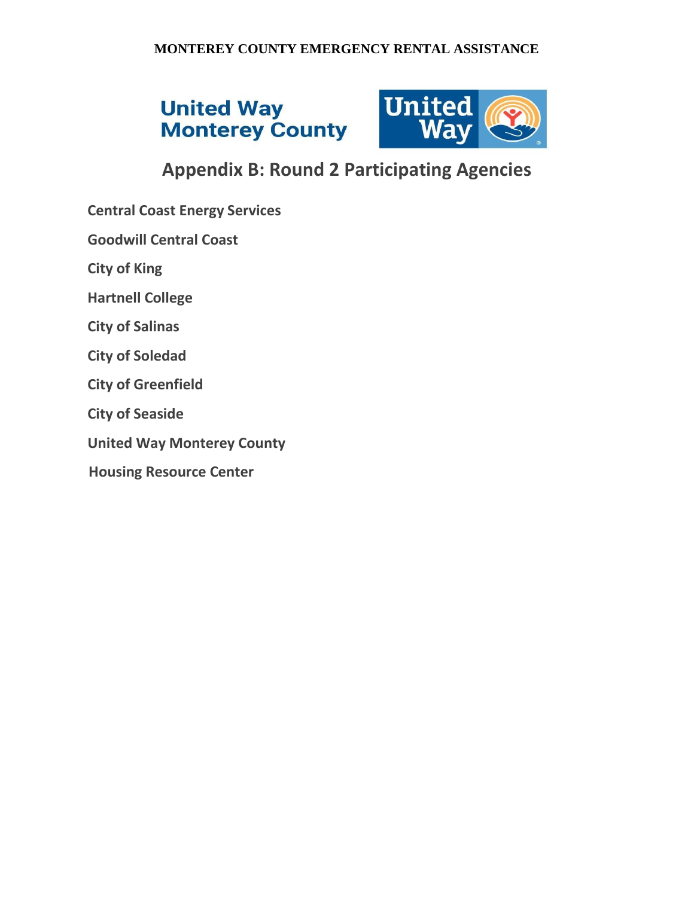## Appendix B: Round 2 Participating Agencies

**Central Coast Energy Services**

**Goodwill Central Coast**

**City of King**

**Hartnell College**

**City of Salinas**

**City of Soledad**

**City of Greenfield**

**City of Seaside**

**United Way Monterey County**

**Housing Resource Center**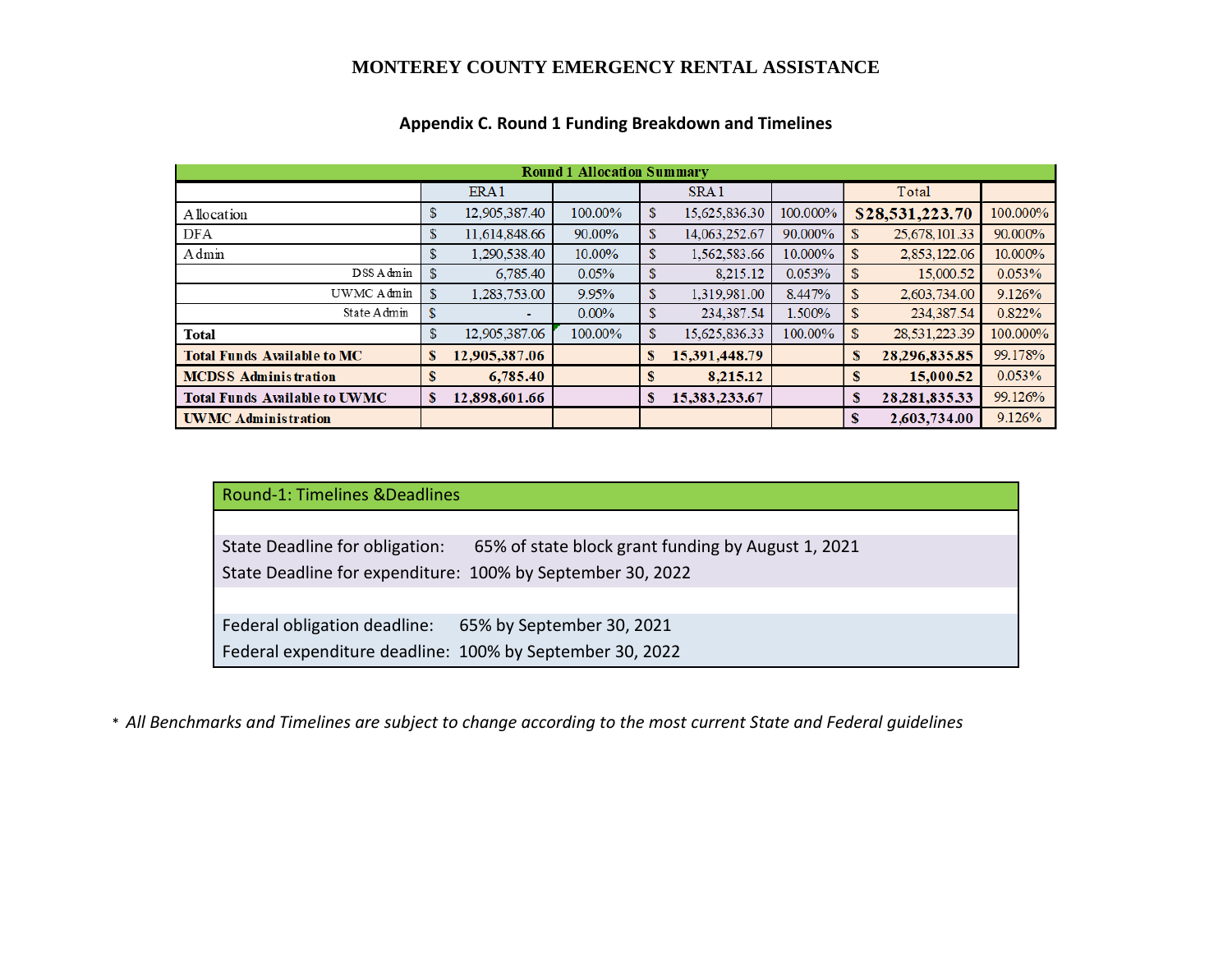**MONTEREY COUNTY EMERGENCY RENTAL ASSISTANCE**

## Appendix C. Round 1 Funding Breakdown and Timelines

| Round 1 Allocation Summary | | | | | | |
|---|---|---|---|---|---|---|
| | ERA 1 | | SRA 1 | | Total | |
| Allocation | $ 12,905,387.40 | 100.00% | $ 15,625,836.30 | 100.000% | **$28,531,223.70** | 100.000% |
| DFA | $ 11,614,848.66 | 90.00% | $ 14,063,252.67 | 90.000% | $ 25,678,101.33 | 90.000% |
| Admin | $ 1,290,538.40 | 10.00% | $ 1,562,583.66 | 10.000% | $ 2,853,122.06 | 10.000% |
| DSS Admin | $ 6,785.40 | 0.05% | $ 8,215.12 | 0.053% | $ 15,000.52 | 0.053% |
| UWMC Admin | $ 1,283,753.00 | 9.95% | $ 1,319,981.00 | 8.447% | $ 2,603,734.00 | 9.126% |
| State Admin | $ - | 0.00% | $ 234,387.54 | 1.500% | $ 234,387.54 | 0.822% |
| **Total** | $ 12,905,387.06 | 100.00% | $ 15,625,836.33 | 100.00% | $ 28,531,223.39 | 100.000% |
| **Total Funds Available to MC** | **$ 12,905,387.06** | | **$ 15,391,448.79** | | **$ 28,296,835.85** | 99.178% |
| **MCDSS Administration** | **$ 6,785.40** | | **$ 8,215.12** | | **$ 15,000.52** | 0.053% |
| **Total Funds Available to UWMC** | **$ 12,898,601.66** | | **$ 15,383,233.67** | | **$ 28,281,835.33** | 99.126% |
| **UWMC Administration** | | | | | **$ 2,603,734.00** | 9.126% |

| Round-1: Timelines &Deadlines |
|---|
| State Deadline for obligation: 65% of state block grant funding by August 1, 2021 |
| State Deadline for expenditure: 100% by September 30, 2022 |
| Federal obligation deadline: 65% by September 30, 2021 |
| Federal expenditure deadline: 100% by September 30, 2022 |

\* *All Benchmarks and Timelines are subject to change according to the most current State and Federal guidelines*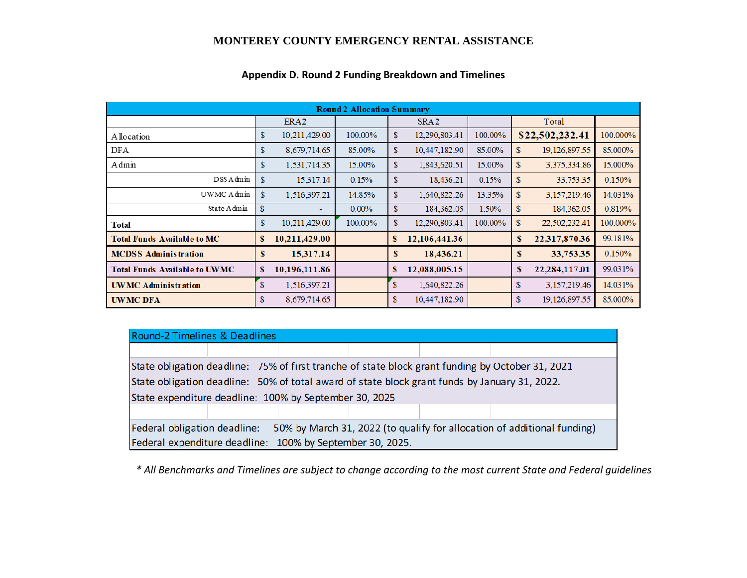# MONTEREY COUNTY EMERGENCY RENTAL ASSISTANCE

## Appendix D. Round 2 Funding Breakdown and Timelines

| Round 2 Allocation Summary | | | | | | |
|---|---|---|---|---|---|---|
| | ERA2 | | SRA2 | | Total | |
| Allocation | $ 10,211,429.00 | 100.00% | $ 12,290,803.41 | 100.00% | **$22,502,232.41** | 100.000% |
| DFA | $ 8,679,714.65 | 85.00% | $ 10,447,182.90 | 85.00% | $ 19,126,897.55 | 85.000% |
| Admin | $ 1,531,714.35 | 15.00% | $ 1,843,620.51 | 15.00% | $ 3,375,334.86 | 15.000% |
| DSS Admin | $ 15,317.14 | 0.15% | $ 18,436.21 | 0.15% | $ 33,753.35 | 0.150% |
| UWMC Admin | $ 1,516,397.21 | 14.85% | $ 1,640,822.26 | 13.35% | $ 3,157,219.46 | 14.031% |
| State Admin | $ - | 0.00% | $ 184,362.05 | 1.50% | $ 184,362.05 | 0.819% |
| **Total** | $ 10,211,429.00 | 100.00% | $ 12,290,803.41 | 100.00% | $ 22,502,232.41 | 100.000% |
| **Total Funds Available to MC** | **$ 10,211,429.00** | | **$ 12,106,441.36** | | **$ 22,317,870.36** | 99.181% |
| **MCDSS Administration** | **$ 15,317.14** | | **$ 18,436.21** | | **$ 33,753.35** | 0.150% |
| **Total Funds Available to UWMC** | **$ 10,196,111.86** | | **$ 12,088,005.15** | | **$ 22,284,117.01** | 99.031% |
| **UWMC Administration** | $ 1,516,397.21 | | $ 1,640,822.26 | | $ 3,157,219.46 | 14.031% |
| **UWMC DFA** | $ 8,679,714.65 | | $ 10,447,182.90 | | $ 19,126,897.55 | 85.000% |

**Round-2 Timelines & Deadlines**

State obligation deadline: 75% of first tranche of state block grant funding by October 31, 2021

State obligation deadline: 50% of total award of state block grant funds by January 31, 2022.

State expenditure deadline: 100% by September 30, 2025

Federal obligation deadline: 50% by March 31, 2022 (to qualify for allocation of additional funding)

Federal expenditure deadline: 100% by September 30, 2025.

*\* All Benchmarks and Timelines are subject to change according to the most current State and Federal guidelines*